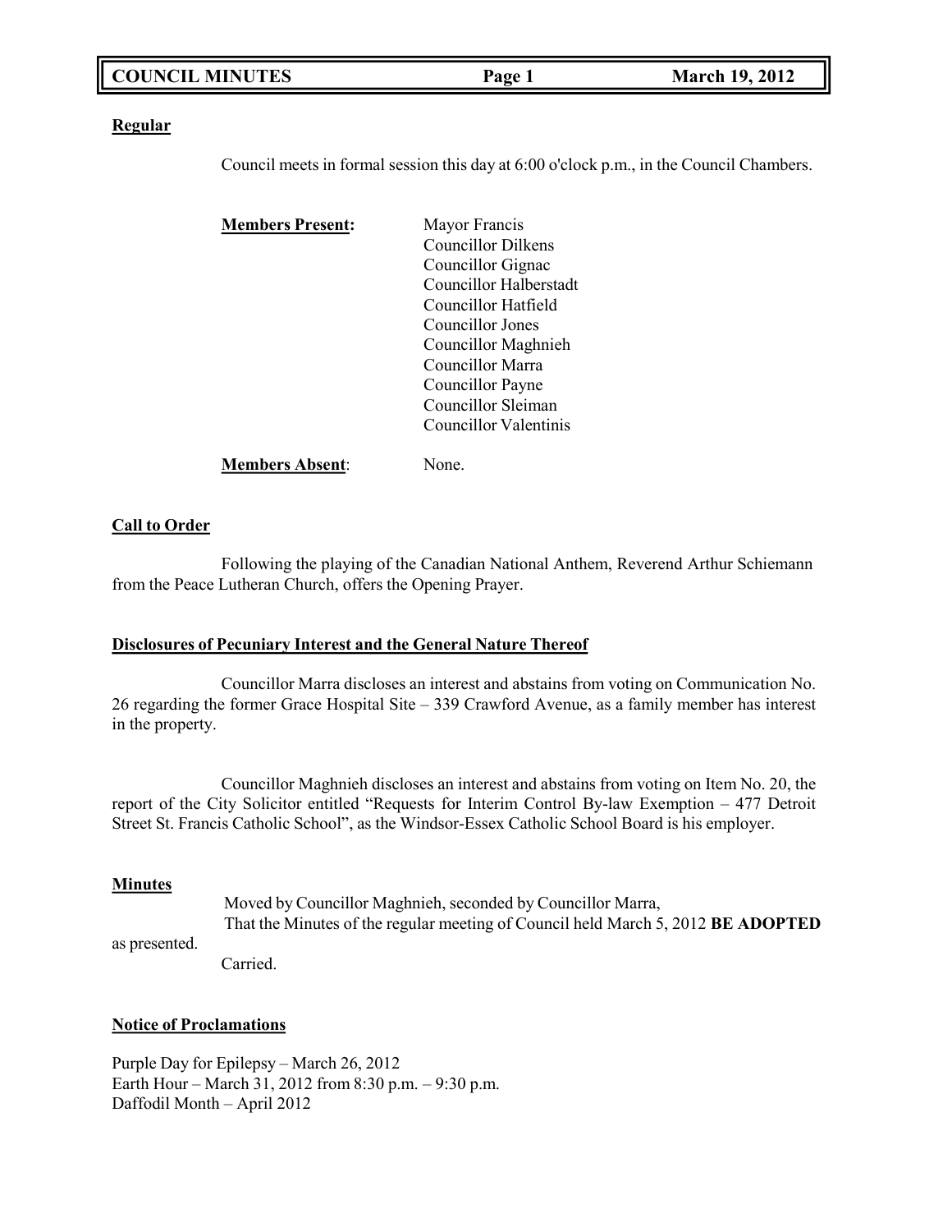**Regular**

Council meets in formal session this day at 6:00 o'clock p.m., in the Council Chambers.

**Members Present:**

Mayor Francis
Councillor Dilkens
Councillor Gignac
Councillor Halberstadt
Councillor Hatfield
Councillor Jones
Councillor Maghnieh
Councillor Marra
Councillor Payne
Councillor Sleiman
Councillor Valentinis

**Members Absent**: None.

**Call to Order**

Following the playing of the Canadian National Anthem, Reverend Arthur Schiemann from the Peace Lutheran Church, offers the Opening Prayer.

**Disclosures of Pecuniary Interest and the General Nature Thereof**

Councillor Marra discloses an interest and abstains from voting on Communication No. 26 regarding the former Grace Hospital Site – 339 Crawford Avenue, as a family member has interest in the property.

Councillor Maghnieh discloses an interest and abstains from voting on Item No. 20, the report of the City Solicitor entitled "Requests for Interim Control By-law Exemption – 477 Detroit Street St. Francis Catholic School", as the Windsor-Essex Catholic School Board is his employer.

**Minutes**

Moved by Councillor Maghnieh, seconded by Councillor Marra,
That the Minutes of the regular meeting of Council held March 5, 2012 **BE ADOPTED** as presented.
Carried.

**Notice of Proclamations**

Purple Day for Epilepsy – March 26, 2012
Earth Hour – March 31, 2012 from 8:30 p.m. – 9:30 p.m.
Daffodil Month – April 2012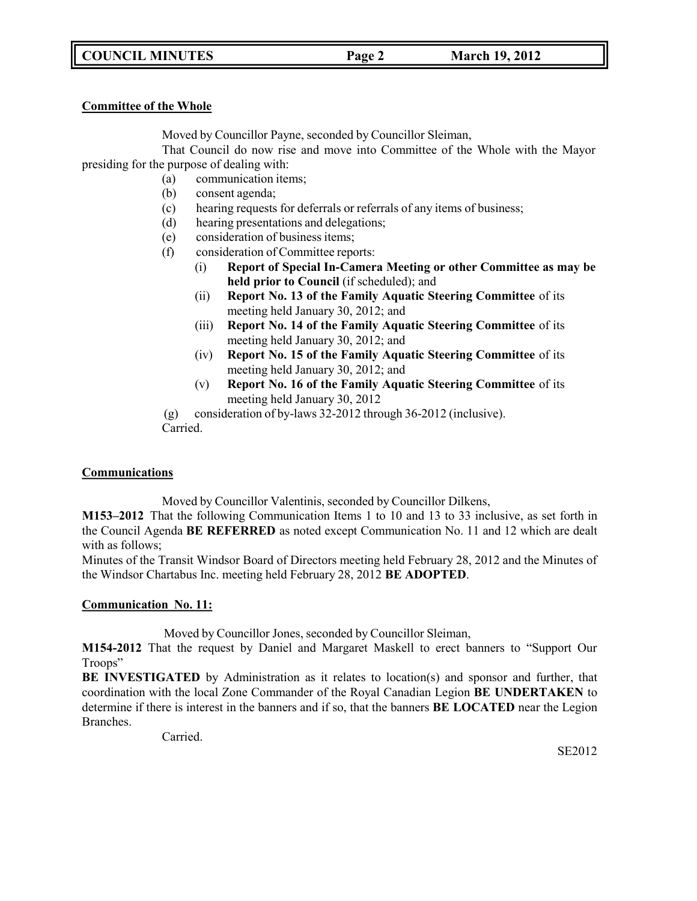**Committee of the Whole**

Moved by Councillor Payne, seconded by Councillor Sleiman,

That Council do now rise and move into Committee of the Whole with the Mayor presiding for the purpose of dealing with:

(a) communication items;
(b) consent agenda;
(c) hearing requests for deferrals or referrals of any items of business;
(d) hearing presentations and delegations;
(e) consideration of business items;
(f) consideration of Committee reports:
  (i) **Report of Special In-Camera Meeting or other Committee as may be held prior to Council** (if scheduled); and
  (ii) **Report No. 13 of the Family Aquatic Steering Committee** of its meeting held January 30, 2012; and
  (iii) **Report No. 14 of the Family Aquatic Steering Committee** of its meeting held January 30, 2012; and
  (iv) **Report No. 15 of the Family Aquatic Steering Committee** of its meeting held January 30, 2012; and
  (v) **Report No. 16 of the Family Aquatic Steering Committee** of its meeting held January 30, 2012
(g) consideration of by-laws 32-2012 through 36-2012 (inclusive).

Carried.

**Communications**

Moved by Councillor Valentinis, seconded by Councillor Dilkens,

**M153–2012** That the following Communication Items 1 to 10 and 13 to 33 inclusive, as set forth in the Council Agenda **BE REFERRED** as noted except Communication No. 11 and 12 which are dealt with as follows;

Minutes of the Transit Windsor Board of Directors meeting held February 28, 2012 and the Minutes of the Windsor Chartabus Inc. meeting held February 28, 2012 **BE ADOPTED**.

**Communication No. 11:**

Moved by Councillor Jones, seconded by Councillor Sleiman,

**M154-2012** That the request by Daniel and Margaret Maskell to erect banners to "Support Our Troops"

**BE INVESTIGATED** by Administration as it relates to location(s) and sponsor and further, that coordination with the local Zone Commander of the Royal Canadian Legion **BE UNDERTAKEN** to determine if there is interest in the banners and if so, that the banners **BE LOCATED** near the Legion Branches.

Carried.

SE2012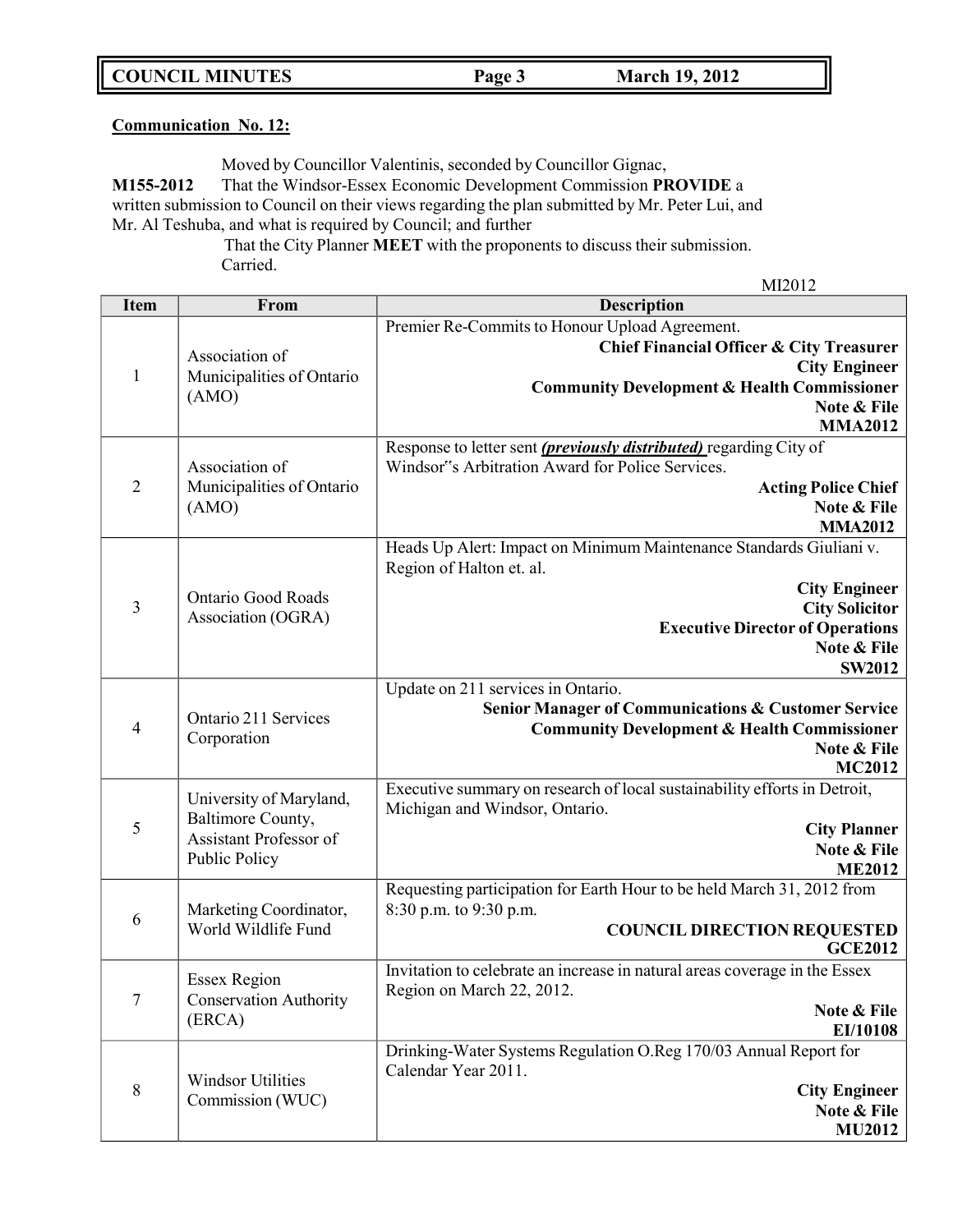**Communication No. 12:**

Moved by Councillor Valentinis, seconded by Councillor Gignac,

**M155-2012** That the Windsor-Essex Economic Development Commission **PROVIDE** a written submission to Council on their views regarding the plan submitted by Mr. Peter Lui, and Mr. Al Teshuba, and what is required by Council; and further

That the City Planner **MEET** with the proponents to discuss their submission.

Carried.

MI2012

| Item | From | Description |
|---|---|---|
| 1 | Association of Municipalities of Ontario (AMO) | Premier Re-Commits to Honour Upload Agreement.<br>**Chief Financial Officer & City Treasurer**<br>**City Engineer**<br>**Community Development & Health Commissioner**<br>**Note & File**<br>**MMA2012** |
| 2 | Association of Municipalities of Ontario (AMO) | Response to letter sent ***(previously distributed)*** regarding City of Windsor"s Arbitration Award for Police Services.<br>**Acting Police Chief**<br>**Note & File**<br>**MMA2012** |
| 3 | Ontario Good Roads Association (OGRA) | Heads Up Alert: Impact on Minimum Maintenance Standards Giuliani v. Region of Halton et. al.<br>**City Engineer**<br>**City Solicitor**<br>**Executive Director of Operations**<br>**Note & File**<br>**SW2012** |
| 4 | Ontario 211 Services Corporation | Update on 211 services in Ontario.<br>**Senior Manager of Communications & Customer Service**<br>**Community Development & Health Commissioner**<br>**Note & File**<br>**MC2012** |
| 5 | University of Maryland, Baltimore County, Assistant Professor of Public Policy | Executive summary on research of local sustainability efforts in Detroit, Michigan and Windsor, Ontario.<br>**City Planner**<br>**Note & File**<br>**ME2012** |
| 6 | Marketing Coordinator, World Wildlife Fund | Requesting participation for Earth Hour to be held March 31, 2012 from 8:30 p.m. to 9:30 p.m.<br>**COUNCIL DIRECTION REQUESTED**<br>**GCE2012** |
| 7 | Essex Region Conservation Authority (ERCA) | Invitation to celebrate an increase in natural areas coverage in the Essex Region on March 22, 2012.<br>**Note & File**<br>**EI/10108** |
| 8 | Windsor Utilities Commission (WUC) | Drinking-Water Systems Regulation O.Reg 170/03 Annual Report for Calendar Year 2011.<br>**City Engineer**<br>**Note & File**<br>**MU2012** |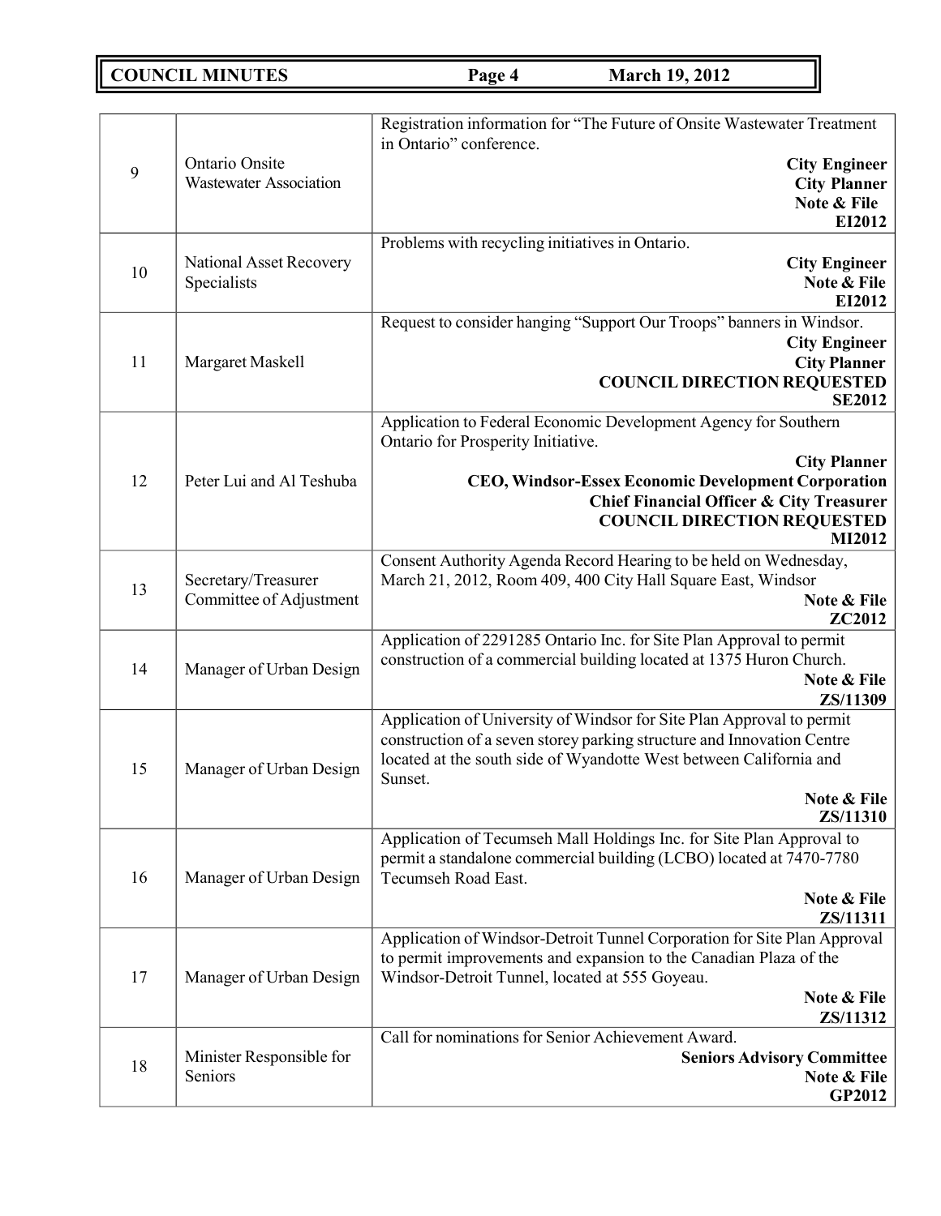| | | |
|---|---|---|
| 9 | Ontario Onsite Wastewater Association | Registration information for "The Future of Onsite Wastewater Treatment in Ontario" conference. **City Engineer** **City Planner** **Note & File** **EI2012** |
| 10 | National Asset Recovery Specialists | Problems with recycling initiatives in Ontario. **City Engineer** **Note & File** **EI2012** |
| 11 | Margaret Maskell | Request to consider hanging "Support Our Troops" banners in Windsor. **City Engineer** **City Planner** **COUNCIL DIRECTION REQUESTED** **SE2012** |
| 12 | Peter Lui and Al Teshuba | Application to Federal Economic Development Agency for Southern Ontario for Prosperity Initiative. **City Planner** **CEO, Windsor-Essex Economic Development Corporation** **Chief Financial Officer & City Treasurer** **COUNCIL DIRECTION REQUESTED** **MI2012** |
| 13 | Secretary/Treasurer Committee of Adjustment | Consent Authority Agenda Record Hearing to be held on Wednesday, March 21, 2012, Room 409, 400 City Hall Square East, Windsor **Note & File** **ZC2012** |
| 14 | Manager of Urban Design | Application of 2291285 Ontario Inc. for Site Plan Approval to permit construction of a commercial building located at 1375 Huron Church. **Note & File** **ZS/11309** |
| 15 | Manager of Urban Design | Application of University of Windsor for Site Plan Approval to permit construction of a seven storey parking structure and Innovation Centre located at the south side of Wyandotte West between California and Sunset. **Note & File** **ZS/11310** |
| 16 | Manager of Urban Design | Application of Tecumseh Mall Holdings Inc. for Site Plan Approval to permit a standalone commercial building (LCBO) located at 7470-7780 Tecumseh Road East. **Note & File** **ZS/11311** |
| 17 | Manager of Urban Design | Application of Windsor-Detroit Tunnel Corporation for Site Plan Approval to permit improvements and expansion to the Canadian Plaza of the Windsor-Detroit Tunnel, located at 555 Goyeau. **Note & File** **ZS/11312** |
| 18 | Minister Responsible for Seniors | Call for nominations for Senior Achievement Award. **Seniors Advisory Committee** **Note & File** **GP2012** |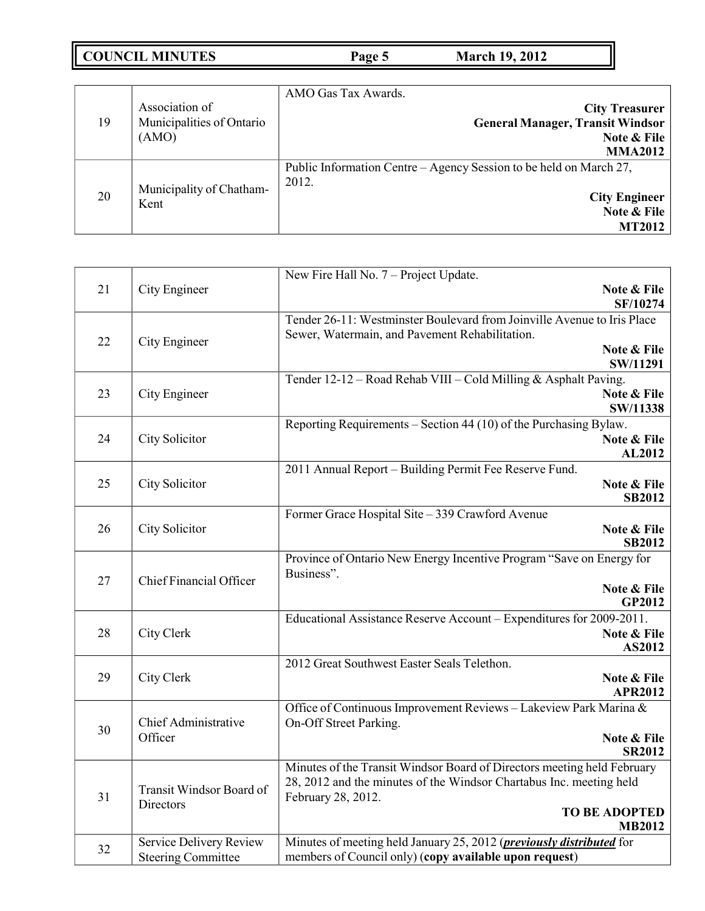| | | |
|---|---|---|
| 19 | Association of Municipalities of Ontario (AMO) | AMO Gas Tax Awards. **City Treasurer** **General Manager, Transit Windsor** **Note & File** **MMA2012** |
| 20 | Municipality of Chatham-Kent | Public Information Centre – Agency Session to be held on March 27, 2012. **City Engineer** **Note & File** **MT2012** |

| | | |
|---|---|---|
| 21 | City Engineer | New Fire Hall No. 7 – Project Update. **Note & File** **SF/10274** |
| 22 | City Engineer | Tender 26-11: Westminster Boulevard from Joinville Avenue to Iris Place Sewer, Watermain, and Pavement Rehabilitation. **Note & File** **SW/11291** |
| 23 | City Engineer | Tender 12-12 – Road Rehab VIII – Cold Milling & Asphalt Paving. **Note & File** **SW/11338** |
| 24 | City Solicitor | Reporting Requirements – Section 44 (10) of the Purchasing Bylaw. **Note & File** **AL2012** |
| 25 | City Solicitor | 2011 Annual Report – Building Permit Fee Reserve Fund. **Note & File** **SB2012** |
| 26 | City Solicitor | Former Grace Hospital Site – 339 Crawford Avenue **Note & File** **SB2012** |
| 27 | Chief Financial Officer | Province of Ontario New Energy Incentive Program "Save on Energy for Business". **Note & File** **GP2012** |
| 28 | City Clerk | Educational Assistance Reserve Account – Expenditures for 2009-2011. **Note & File** **AS2012** |
| 29 | City Clerk | 2012 Great Southwest Easter Seals Telethon. **Note & File** **APR2012** |
| 30 | Chief Administrative Officer | Office of Continuous Improvement Reviews – Lakeview Park Marina & On-Off Street Parking. **Note & File** **SR2012** |
| 31 | Transit Windsor Board of Directors | Minutes of the Transit Windsor Board of Directors meeting held February 28, 2012 and the minutes of the Windsor Chartabus Inc. meeting held February 28, 2012. **TO BE ADOPTED** **MB2012** |
| 32 | Service Delivery Review Steering Committee | Minutes of meeting held January 25, 2012 (***previously distributed*** for members of Council only) (**copy available upon request**) |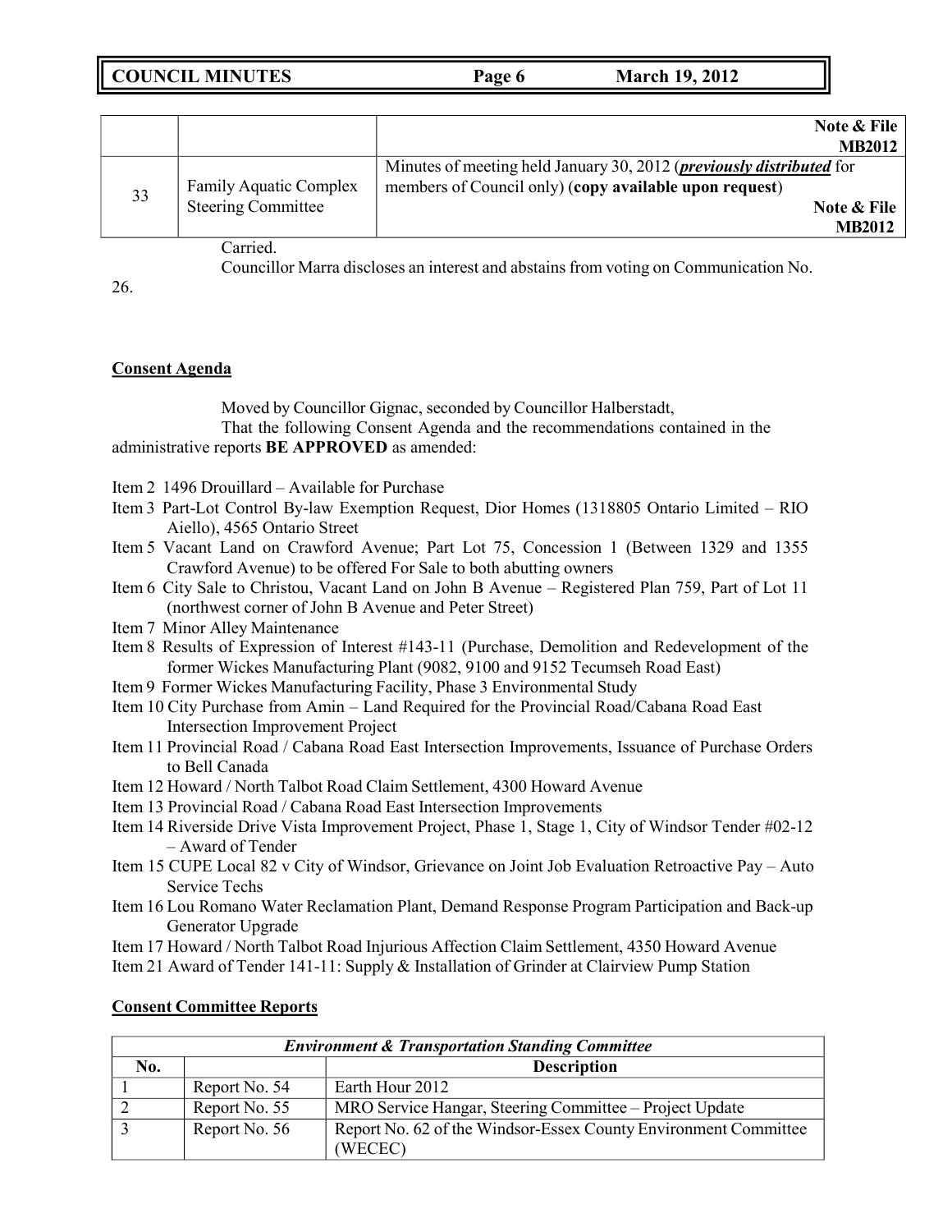| | | |
|---|---|---|
| | | **Note & File MB2012** |
| 33 | Family Aquatic Complex Steering Committee | Minutes of meeting held January 30, 2012 (***previously distributed*** for members of Council only) (**copy available upon request**) **Note & File MB2012** |

Carried.

Councillor Marra discloses an interest and abstains from voting on Communication No. 26.

**Consent Agenda**

Moved by Councillor Gignac, seconded by Councillor Halberstadt,

That the following Consent Agenda and the recommendations contained in the administrative reports **BE APPROVED** as amended:

Item 2 1496 Drouillard – Available for Purchase
Item 3 Part-Lot Control By-law Exemption Request, Dior Homes (1318805 Ontario Limited – RIO Aiello), 4565 Ontario Street
Item 5 Vacant Land on Crawford Avenue; Part Lot 75, Concession 1 (Between 1329 and 1355 Crawford Avenue) to be offered For Sale to both abutting owners
Item 6 City Sale to Christou, Vacant Land on John B Avenue – Registered Plan 759, Part of Lot 11 (northwest corner of John B Avenue and Peter Street)
Item 7 Minor Alley Maintenance
Item 8 Results of Expression of Interest #143-11 (Purchase, Demolition and Redevelopment of the former Wickes Manufacturing Plant (9082, 9100 and 9152 Tecumseh Road East)
Item 9 Former Wickes Manufacturing Facility, Phase 3 Environmental Study
Item 10 City Purchase from Amin – Land Required for the Provincial Road/Cabana Road East Intersection Improvement Project
Item 11 Provincial Road / Cabana Road East Intersection Improvements, Issuance of Purchase Orders to Bell Canada
Item 12 Howard / North Talbot Road Claim Settlement, 4300 Howard Avenue
Item 13 Provincial Road / Cabana Road East Intersection Improvements
Item 14 Riverside Drive Vista Improvement Project, Phase 1, Stage 1, City of Windsor Tender #02-12 – Award of Tender
Item 15 CUPE Local 82 v City of Windsor, Grievance on Joint Job Evaluation Retroactive Pay – Auto Service Techs
Item 16 Lou Romano Water Reclamation Plant, Demand Response Program Participation and Back-up Generator Upgrade
Item 17 Howard / North Talbot Road Injurious Affection Claim Settlement, 4350 Howard Avenue
Item 21 Award of Tender 141-11: Supply & Installation of Grinder at Clairview Pump Station

**Consent Committee Reports**

| ***Environment & Transportation Standing Committee*** | | |
|---|---|---|
| **No.** | | **Description** |
| 1 | Report No. 54 | Earth Hour 2012 |
| 2 | Report No. 55 | MRO Service Hangar, Steering Committee – Project Update |
| 3 | Report No. 56 | Report No. 62 of the Windsor-Essex County Environment Committee (WECEC) |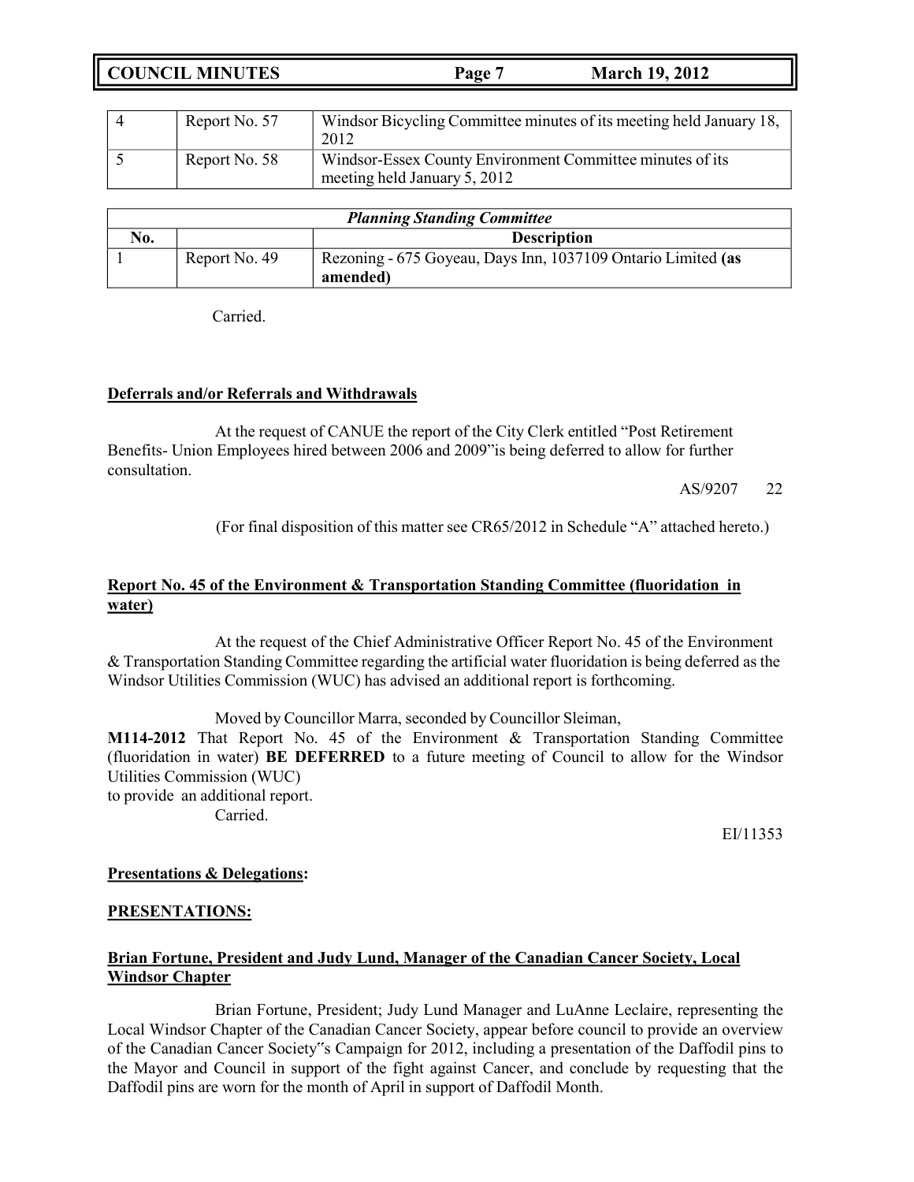| | | |
|---|---|---|
| 4 | Report No. 57 | Windsor Bicycling Committee minutes of its meeting held January 18, 2012 |
| 5 | Report No. 58 | Windsor-Essex County Environment Committee minutes of its meeting held January 5, 2012 |

| *Planning Standing Committee* | | |
|---|---|---|
| **No.** | | **Description** |
| 1 | Report No. 49 | Rezoning - 675 Goyeau, Days Inn, 1037109 Ontario Limited **(as amended)** |

Carried.

**Deferrals and/or Referrals and Withdrawals**

At the request of CANUE the report of the City Clerk entitled "Post Retirement Benefits- Union Employees hired between 2006 and 2009"is being deferred to allow for further consultation.

AS/9207 22

(For final disposition of this matter see CR65/2012 in Schedule "A" attached hereto.)

**Report No. 45 of the Environment & Transportation Standing Committee (fluoridation in water)**

At the request of the Chief Administrative Officer Report No. 45 of the Environment & Transportation Standing Committee regarding the artificial water fluoridation is being deferred as the Windsor Utilities Commission (WUC) has advised an additional report is forthcoming.

Moved by Councillor Marra, seconded by Councillor Sleiman,

**M114-2012** That Report No. 45 of the Environment & Transportation Standing Committee (fluoridation in water) **BE DEFERRED** to a future meeting of Council to allow for the Windsor Utilities Commission (WUC) to provide an additional report.

Carried.

EI/11353

**Presentations & Delegations:**

**PRESENTATIONS:**

**Brian Fortune, President and Judy Lund, Manager of the Canadian Cancer Society, Local Windsor Chapter**

Brian Fortune, President; Judy Lund Manager and LuAnne Leclaire, representing the Local Windsor Chapter of the Canadian Cancer Society, appear before council to provide an overview of the Canadian Cancer Society"s Campaign for 2012, including a presentation of the Daffodil pins to the Mayor and Council in support of the fight against Cancer, and conclude by requesting that the Daffodil pins are worn for the month of April in support of Daffodil Month.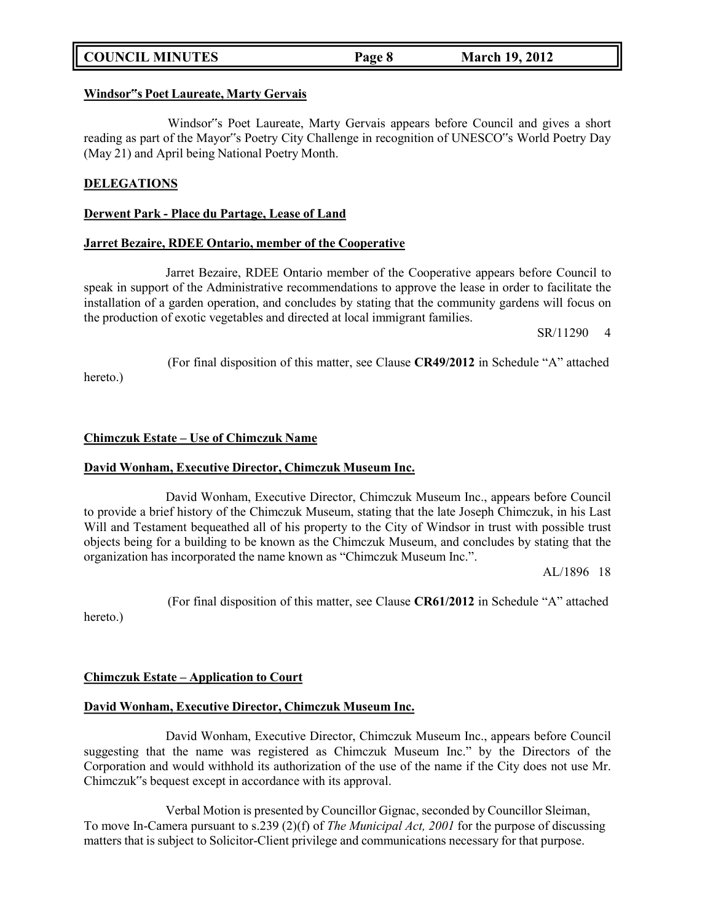**Windsor"s Poet Laureate, Marty Gervais**

Windsor"s Poet Laureate, Marty Gervais appears before Council and gives a short reading as part of the Mayor"s Poetry City Challenge in recognition of UNESCO"s World Poetry Day (May 21) and April being National Poetry Month.

**DELEGATIONS**

**Derwent Park - Place du Partage, Lease of Land**

**Jarret Bezaire, RDEE Ontario, member of the Cooperative**

Jarret Bezaire, RDEE Ontario member of the Cooperative appears before Council to speak in support of the Administrative recommendations to approve the lease in order to facilitate the installation of a garden operation, and concludes by stating that the community gardens will focus on the production of exotic vegetables and directed at local immigrant families.

SR/11290 4

(For final disposition of this matter, see Clause **CR49/2012** in Schedule "A" attached hereto.)

**Chimczuk Estate – Use of Chimczuk Name**

**David Wonham, Executive Director, Chimczuk Museum Inc.**

David Wonham, Executive Director, Chimczuk Museum Inc., appears before Council to provide a brief history of the Chimczuk Museum, stating that the late Joseph Chimczuk, in his Last Will and Testament bequeathed all of his property to the City of Windsor in trust with possible trust objects being for a building to be known as the Chimczuk Museum, and concludes by stating that the organization has incorporated the name known as "Chimczuk Museum Inc.".

AL/1896 18

(For final disposition of this matter, see Clause **CR61/2012** in Schedule "A" attached hereto.)

**Chimczuk Estate – Application to Court**

**David Wonham, Executive Director, Chimczuk Museum Inc.**

David Wonham, Executive Director, Chimczuk Museum Inc., appears before Council suggesting that the name was registered as Chimczuk Museum Inc." by the Directors of the Corporation and would withhold its authorization of the use of the name if the City does not use Mr. Chimczuk"s bequest except in accordance with its approval.

Verbal Motion is presented by Councillor Gignac, seconded by Councillor Sleiman, To move In-Camera pursuant to s.239 (2)(f) of *The Municipal Act, 2001* for the purpose of discussing matters that is subject to Solicitor-Client privilege and communications necessary for that purpose.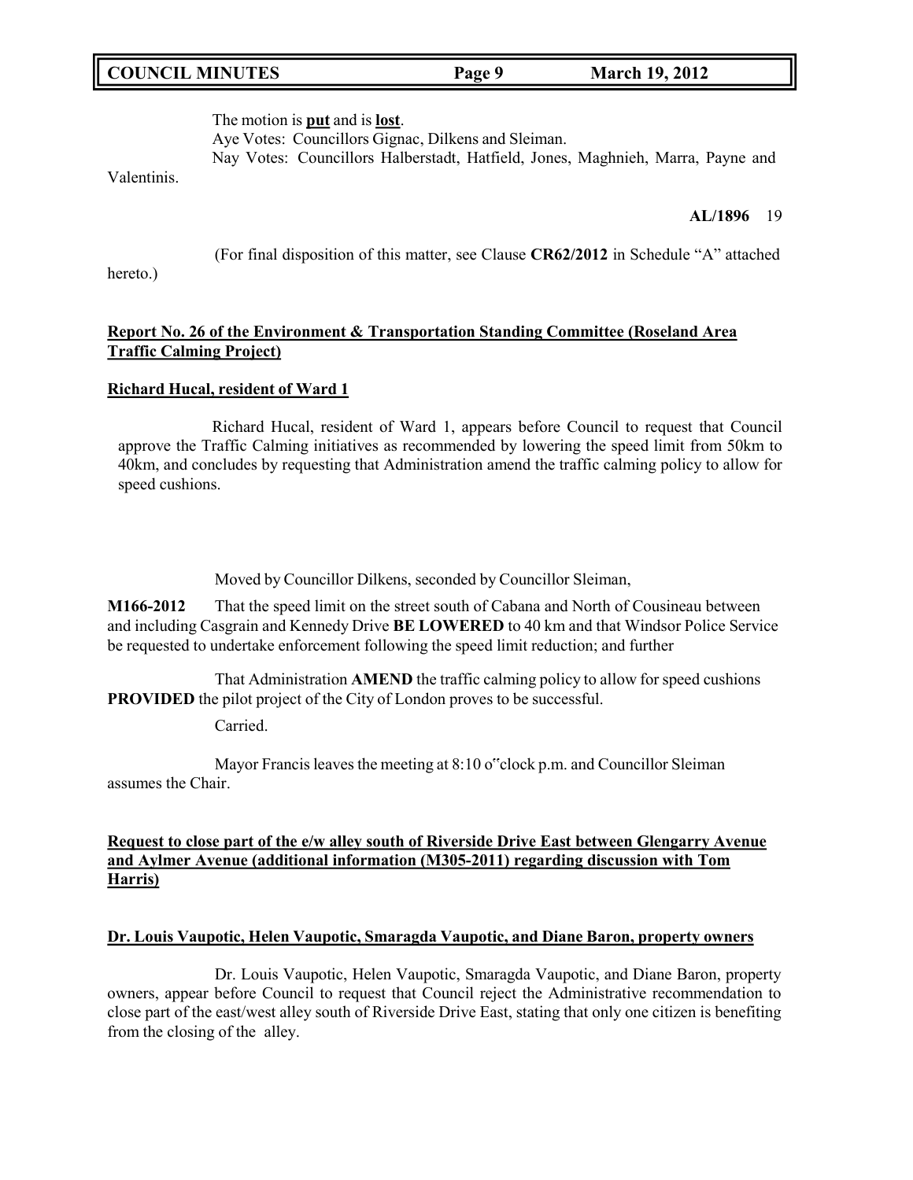The motion is **put** and is **lost**.

Aye Votes: Councillors Gignac, Dilkens and Sleiman.

Nay Votes: Councillors Halberstadt, Hatfield, Jones, Maghnieh, Marra, Payne and Valentinis.

**AL/1896** 19

(For final disposition of this matter, see Clause **CR62/2012** in Schedule "A" attached hereto.)

**Report No. 26 of the Environment & Transportation Standing Committee (Roseland Area Traffic Calming Project)**

**Richard Hucal, resident of Ward 1**

Richard Hucal, resident of Ward 1, appears before Council to request that Council approve the Traffic Calming initiatives as recommended by lowering the speed limit from 50km to 40km, and concludes by requesting that Administration amend the traffic calming policy to allow for speed cushions.

Moved by Councillor Dilkens, seconded by Councillor Sleiman,

**M166-2012** That the speed limit on the street south of Cabana and North of Cousineau between and including Casgrain and Kennedy Drive **BE LOWERED** to 40 km and that Windsor Police Service be requested to undertake enforcement following the speed limit reduction; and further

That Administration **AMEND** the traffic calming policy to allow for speed cushions **PROVIDED** the pilot project of the City of London proves to be successful.

Carried.

Mayor Francis leaves the meeting at 8:10 o"clock p.m. and Councillor Sleiman assumes the Chair.

**Request to close part of the e/w alley south of Riverside Drive East between Glengarry Avenue and Aylmer Avenue (additional information (M305-2011) regarding discussion with Tom Harris)**

**Dr. Louis Vaupotic, Helen Vaupotic, Smaragda Vaupotic, and Diane Baron, property owners**

Dr. Louis Vaupotic, Helen Vaupotic, Smaragda Vaupotic, and Diane Baron, property owners, appear before Council to request that Council reject the Administrative recommendation to close part of the east/west alley south of Riverside Drive East, stating that only one citizen is benefiting from the closing of the alley.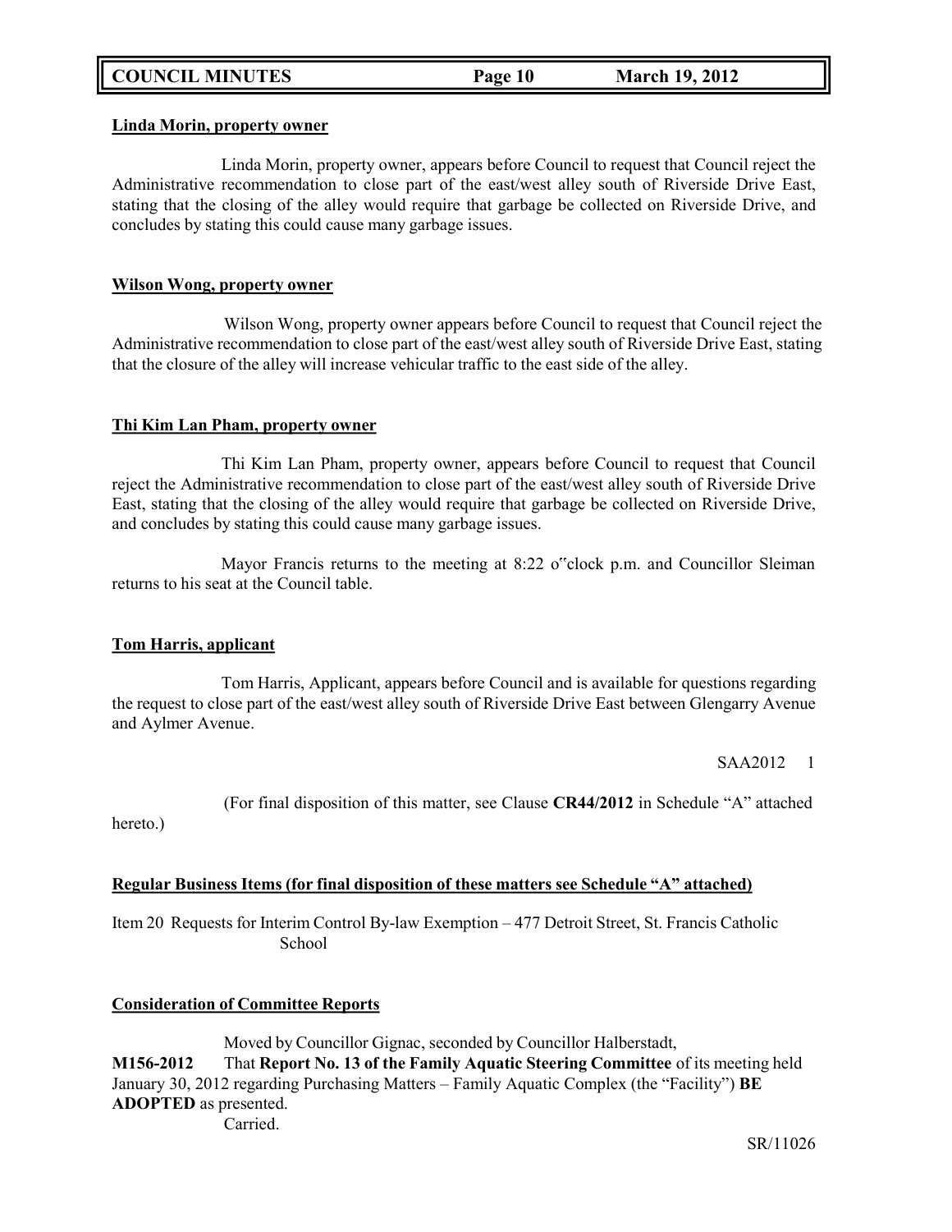**Linda Morin, property owner**

Linda Morin, property owner, appears before Council to request that Council reject the Administrative recommendation to close part of the east/west alley south of Riverside Drive East, stating that the closing of the alley would require that garbage be collected on Riverside Drive, and concludes by stating this could cause many garbage issues.

**Wilson Wong, property owner**

Wilson Wong, property owner appears before Council to request that Council reject the Administrative recommendation to close part of the east/west alley south of Riverside Drive East, stating that the closure of the alley will increase vehicular traffic to the east side of the alley.

**Thi Kim Lan Pham, property owner**

Thi Kim Lan Pham, property owner, appears before Council to request that Council reject the Administrative recommendation to close part of the east/west alley south of Riverside Drive East, stating that the closing of the alley would require that garbage be collected on Riverside Drive, and concludes by stating this could cause many garbage issues.

Mayor Francis returns to the meeting at 8:22 o"clock p.m. and Councillor Sleiman returns to his seat at the Council table.

**Tom Harris, applicant**

Tom Harris, Applicant, appears before Council and is available for questions regarding the request to close part of the east/west alley south of Riverside Drive East between Glengarry Avenue and Aylmer Avenue.

SAA2012 1

(For final disposition of this matter, see Clause **CR44/2012** in Schedule "A" attached hereto.)

**Regular Business Items (for final disposition of these matters see Schedule "A" attached)**

Item 20 Requests for Interim Control By-law Exemption – 477 Detroit Street, St. Francis Catholic School

**Consideration of Committee Reports**

Moved by Councillor Gignac, seconded by Councillor Halberstadt,

**M156-2012** That **Report No. 13 of the Family Aquatic Steering Committee** of its meeting held January 30, 2012 regarding Purchasing Matters – Family Aquatic Complex (the "Facility") **BE ADOPTED** as presented.

Carried.

SR/11026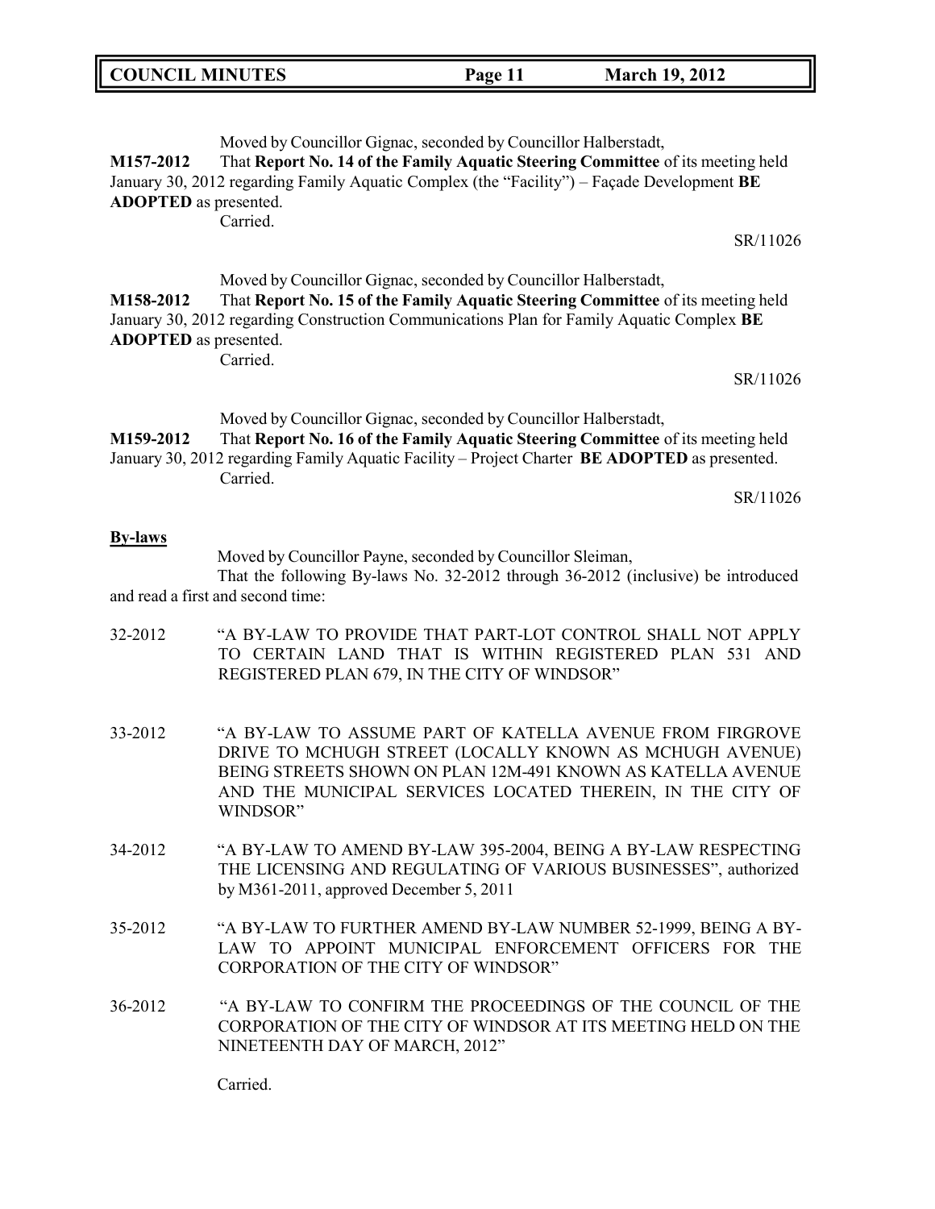Moved by Councillor Gignac, seconded by Councillor Halberstadt,

**M157-2012** That **Report No. 14 of the Family Aquatic Steering Committee** of its meeting held January 30, 2012 regarding Family Aquatic Complex (the "Facility") – Façade Development **BE ADOPTED** as presented.

Carried.

SR/11026

Moved by Councillor Gignac, seconded by Councillor Halberstadt,

**M158-2012** That **Report No. 15 of the Family Aquatic Steering Committee** of its meeting held January 30, 2012 regarding Construction Communications Plan for Family Aquatic Complex **BE ADOPTED** as presented.

Carried.

SR/11026

Moved by Councillor Gignac, seconded by Councillor Halberstadt,

**M159-2012** That **Report No. 16 of the Family Aquatic Steering Committee** of its meeting held January 30, 2012 regarding Family Aquatic Facility – Project Charter **BE ADOPTED** as presented.

Carried.

SR/11026

**By-laws**

Moved by Councillor Payne, seconded by Councillor Sleiman,

That the following By-laws No. 32-2012 through 36-2012 (inclusive) be introduced and read a first and second time:

32-2012 "A BY-LAW TO PROVIDE THAT PART-LOT CONTROL SHALL NOT APPLY TO CERTAIN LAND THAT IS WITHIN REGISTERED PLAN 531 AND REGISTERED PLAN 679, IN THE CITY OF WINDSOR"

33-2012 "A BY-LAW TO ASSUME PART OF KATELLA AVENUE FROM FIRGROVE DRIVE TO MCHUGH STREET (LOCALLY KNOWN AS MCHUGH AVENUE) BEING STREETS SHOWN ON PLAN 12M-491 KNOWN AS KATELLA AVENUE AND THE MUNICIPAL SERVICES LOCATED THEREIN, IN THE CITY OF WINDSOR"

34-2012 "A BY-LAW TO AMEND BY-LAW 395-2004, BEING A BY-LAW RESPECTING THE LICENSING AND REGULATING OF VARIOUS BUSINESSES", authorized by M361-2011, approved December 5, 2011

35-2012 "A BY-LAW TO FURTHER AMEND BY-LAW NUMBER 52-1999, BEING A BY-LAW TO APPOINT MUNICIPAL ENFORCEMENT OFFICERS FOR THE CORPORATION OF THE CITY OF WINDSOR"

36-2012 "A BY-LAW TO CONFIRM THE PROCEEDINGS OF THE COUNCIL OF THE CORPORATION OF THE CITY OF WINDSOR AT ITS MEETING HELD ON THE NINETEENTH DAY OF MARCH, 2012"

Carried.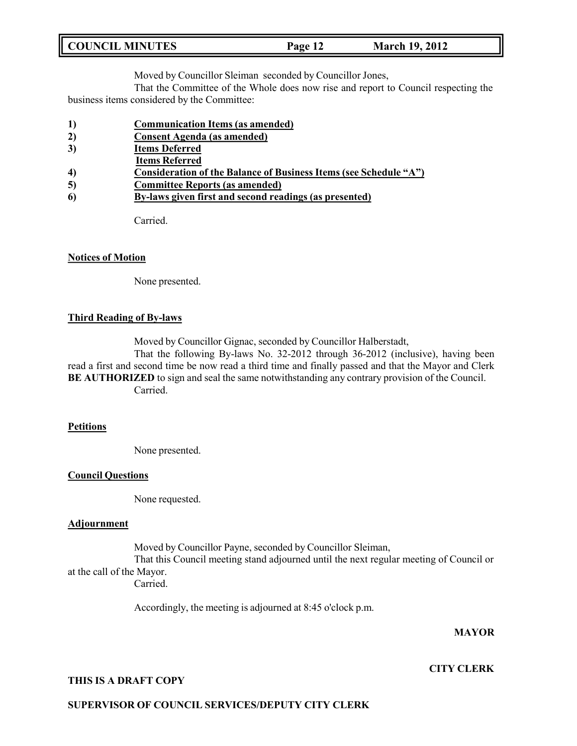Moved by Councillor Sleiman seconded by Councillor Jones,

That the Committee of the Whole does now rise and report to Council respecting the business items considered by the Committee:

1) **Communication Items (as amended)**
2) **Consent Agenda (as amended)**
3) **Items Deferred**
 **Items Referred**
4) **Consideration of the Balance of Business Items (see Schedule "A")**
5) **Committee Reports (as amended)**
6) **By-laws given first and second readings (as presented)**

Carried.

**Notices of Motion**

None presented.

**Third Reading of By-laws**

Moved by Councillor Gignac, seconded by Councillor Halberstadt,

That the following By-laws No. 32-2012 through 36-2012 (inclusive), having been read a first and second time be now read a third time and finally passed and that the Mayor and Clerk **BE AUTHORIZED** to sign and seal the same notwithstanding any contrary provision of the Council.

Carried.

**Petitions**

None presented.

**Council Questions**

None requested.

**Adjournment**

Moved by Councillor Payne, seconded by Councillor Sleiman,

That this Council meeting stand adjourned until the next regular meeting of Council or at the call of the Mayor.

Carried.

Accordingly, the meeting is adjourned at 8:45 o'clock p.m.

**MAYOR**

**CITY CLERK**

**THIS IS A DRAFT COPY**

**SUPERVISOR OF COUNCIL SERVICES/DEPUTY CITY CLERK**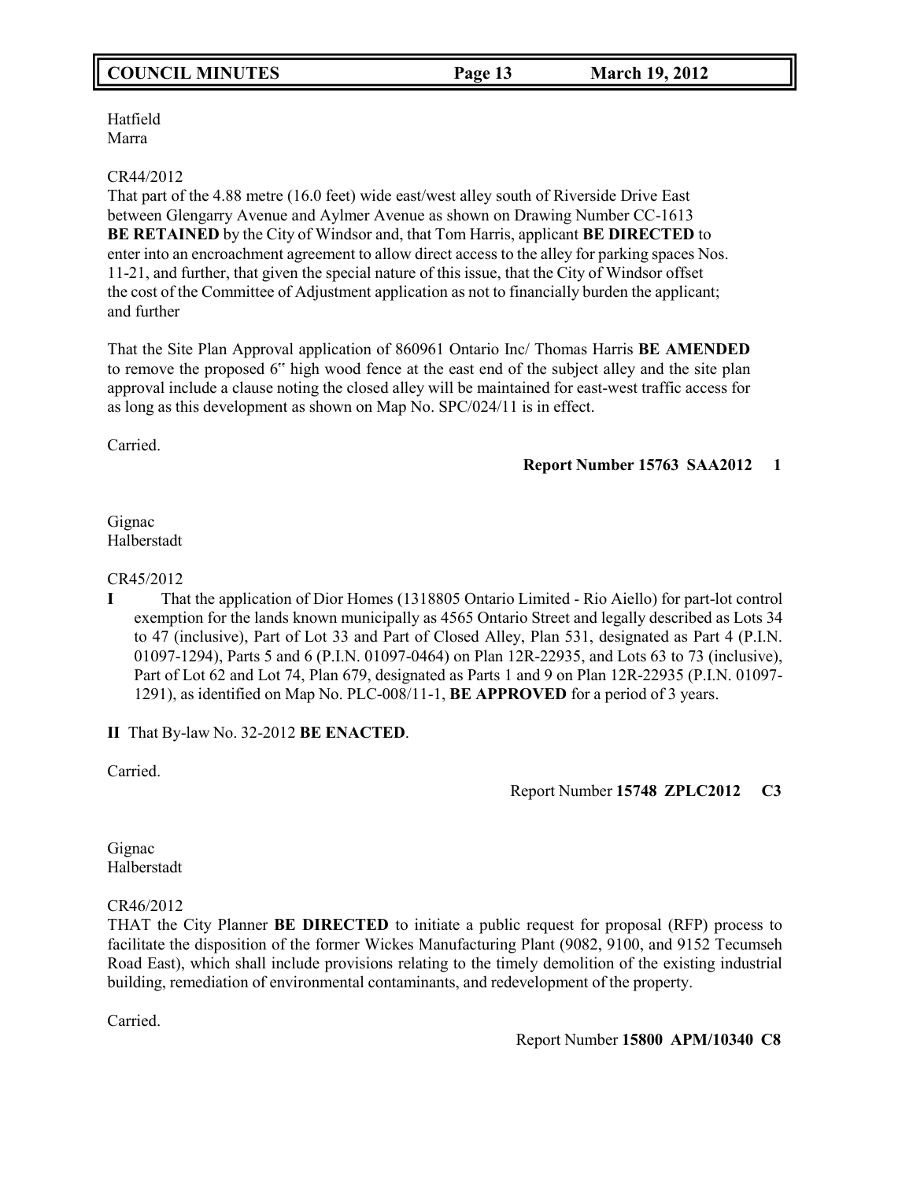Hatfield
Marra

CR44/2012
That part of the 4.88 metre (16.0 feet) wide east/west alley south of Riverside Drive East between Glengarry Avenue and Aylmer Avenue as shown on Drawing Number CC-1613 **BE RETAINED** by the City of Windsor and, that Tom Harris, applicant **BE DIRECTED** to enter into an encroachment agreement to allow direct access to the alley for parking spaces Nos. 11-21, and further, that given the special nature of this issue, that the City of Windsor offset the cost of the Committee of Adjustment application as not to financially burden the applicant; and further

That the Site Plan Approval application of 860961 Ontario Inc/ Thomas Harris **BE AMENDED** to remove the proposed 6" high wood fence at the east end of the subject alley and the site plan approval include a clause noting the closed alley will be maintained for east-west traffic access for as long as this development as shown on Map No. SPC/024/11 is in effect.

Carried.

**Report Number 15763 SAA2012 1**

Gignac
Halberstadt

CR45/2012

**I** That the application of Dior Homes (1318805 Ontario Limited - Rio Aiello) for part-lot control exemption for the lands known municipally as 4565 Ontario Street and legally described as Lots 34 to 47 (inclusive), Part of Lot 33 and Part of Closed Alley, Plan 531, designated as Part 4 (P.I.N. 01097-1294), Parts 5 and 6 (P.I.N. 01097-0464) on Plan 12R-22935, and Lots 63 to 73 (inclusive), Part of Lot 62 and Lot 74, Plan 679, designated as Parts 1 and 9 on Plan 12R-22935 (P.I.N. 01097-1291), as identified on Map No. PLC-008/11-1, **BE APPROVED** for a period of 3 years.

**II** That By-law No. 32-2012 **BE ENACTED**.

Carried.

Report Number **15748 ZPLC2012 C3**

Gignac
Halberstadt

CR46/2012
THAT the City Planner **BE DIRECTED** to initiate a public request for proposal (RFP) process to facilitate the disposition of the former Wickes Manufacturing Plant (9082, 9100, and 9152 Tecumseh Road East), which shall include provisions relating to the timely demolition of the existing industrial building, remediation of environmental contaminants, and redevelopment of the property.

Carried.

Report Number **15800 APM/10340 C8**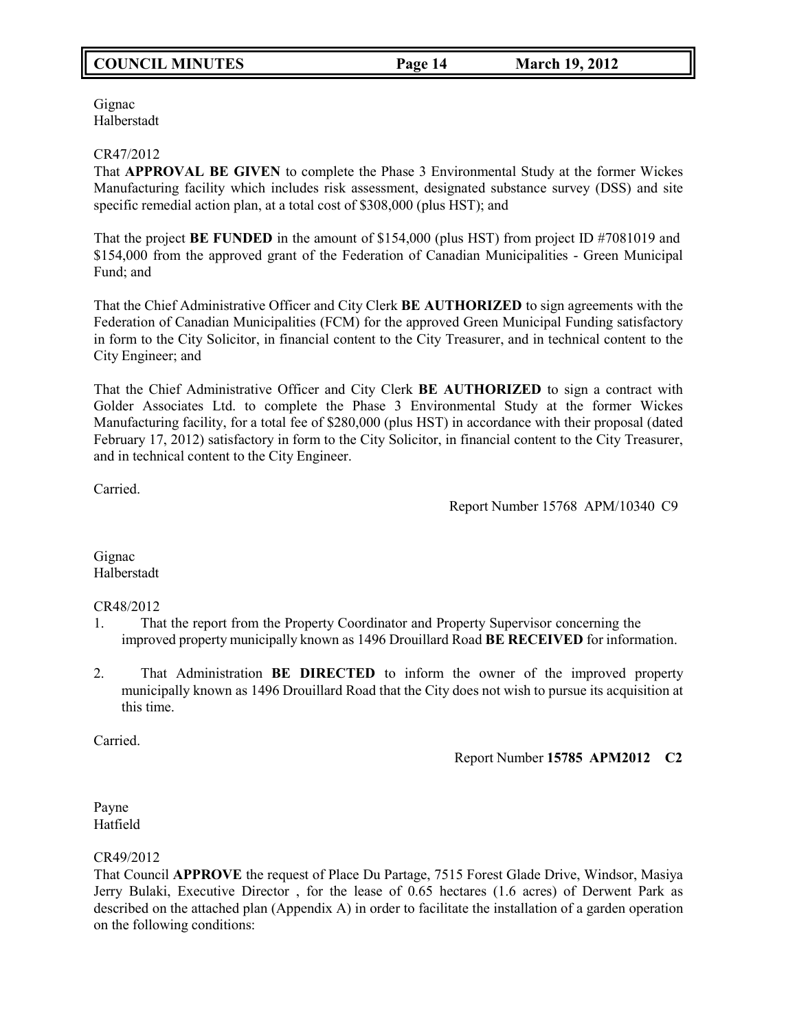Gignac
Halberstadt

CR47/2012
That **APPROVAL BE GIVEN** to complete the Phase 3 Environmental Study at the former Wickes Manufacturing facility which includes risk assessment, designated substance survey (DSS) and site specific remedial action plan, at a total cost of $308,000 (plus HST); and

That the project **BE FUNDED** in the amount of $154,000 (plus HST) from project ID #7081019 and $154,000 from the approved grant of the Federation of Canadian Municipalities - Green Municipal Fund; and

That the Chief Administrative Officer and City Clerk **BE AUTHORIZED** to sign agreements with the Federation of Canadian Municipalities (FCM) for the approved Green Municipal Funding satisfactory in form to the City Solicitor, in financial content to the City Treasurer, and in technical content to the City Engineer; and

That the Chief Administrative Officer and City Clerk **BE AUTHORIZED** to sign a contract with Golder Associates Ltd. to complete the Phase 3 Environmental Study at the former Wickes Manufacturing facility, for a total fee of $280,000 (plus HST) in accordance with their proposal (dated February 17, 2012) satisfactory in form to the City Solicitor, in financial content to the City Treasurer, and in technical content to the City Engineer.

Carried.

Report Number 15768 APM/10340 C9

Gignac
Halberstadt

CR48/2012

1. That the report from the Property Coordinator and Property Supervisor concerning the improved property municipally known as 1496 Drouillard Road **BE RECEIVED** for information.

2. That Administration **BE DIRECTED** to inform the owner of the improved property municipally known as 1496 Drouillard Road that the City does not wish to pursue its acquisition at this time.

Carried.

Report Number **15785 APM2012 C2**

Payne
Hatfield

CR49/2012
That Council **APPROVE** the request of Place Du Partage, 7515 Forest Glade Drive, Windsor, Masiya Jerry Bulaki, Executive Director , for the lease of 0.65 hectares (1.6 acres) of Derwent Park as described on the attached plan (Appendix A) in order to facilitate the installation of a garden operation on the following conditions: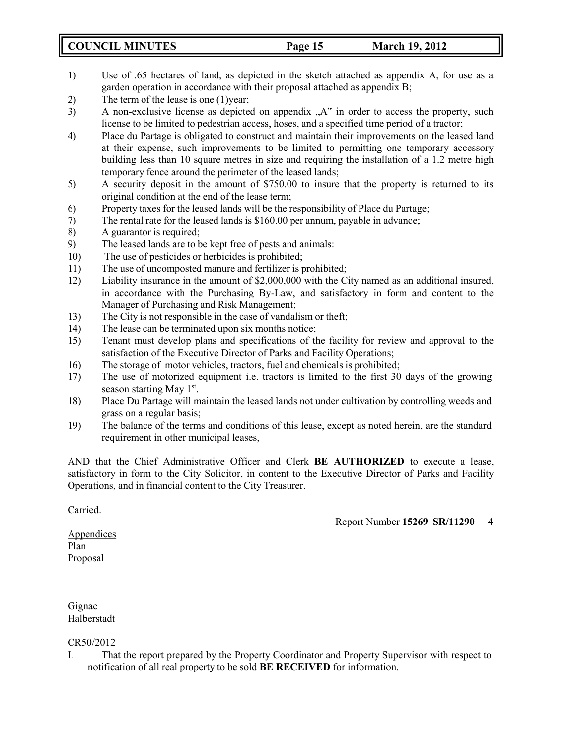1) Use of .65 hectares of land, as depicted in the sketch attached as appendix A, for use as a garden operation in accordance with their proposal attached as appendix B;
2) The term of the lease is one (1)year;
3) A non-exclusive license as depicted on appendix „A" in order to access the property, such license to be limited to pedestrian access, hoses, and a specified time period of a tractor;
4) Place du Partage is obligated to construct and maintain their improvements on the leased land at their expense, such improvements to be limited to permitting one temporary accessory building less than 10 square metres in size and requiring the installation of a 1.2 metre high temporary fence around the perimeter of the leased lands;
5) A security deposit in the amount of $750.00 to insure that the property is returned to its original condition at the end of the lease term;
6) Property taxes for the leased lands will be the responsibility of Place du Partage;
7) The rental rate for the leased lands is $160.00 per annum, payable in advance;
8) A guarantor is required;
9) The leased lands are to be kept free of pests and animals:
10) The use of pesticides or herbicides is prohibited;
11) The use of uncomposted manure and fertilizer is prohibited;
12) Liability insurance in the amount of $2,000,000 with the City named as an additional insured, in accordance with the Purchasing By-Law, and satisfactory in form and content to the Manager of Purchasing and Risk Management;
13) The City is not responsible in the case of vandalism or theft;
14) The lease can be terminated upon six months notice;
15) Tenant must develop plans and specifications of the facility for review and approval to the satisfaction of the Executive Director of Parks and Facility Operations;
16) The storage of motor vehicles, tractors, fuel and chemicals is prohibited;
17) The use of motorized equipment i.e. tractors is limited to the first 30 days of the growing season starting May 1st.
18) Place Du Partage will maintain the leased lands not under cultivation by controlling weeds and grass on a regular basis;
19) The balance of the terms and conditions of this lease, except as noted herein, are the standard requirement in other municipal leases,

AND that the Chief Administrative Officer and Clerk **BE AUTHORIZED** to execute a lease, satisfactory in form to the City Solicitor, in content to the Executive Director of Parks and Facility Operations, and in financial content to the City Treasurer.

Carried.

Report Number **15269 SR/11290 4**

Appendices
Plan
Proposal

Gignac
Halberstadt

CR50/2012

I. That the report prepared by the Property Coordinator and Property Supervisor with respect to notification of all real property to be sold **BE RECEIVED** for information.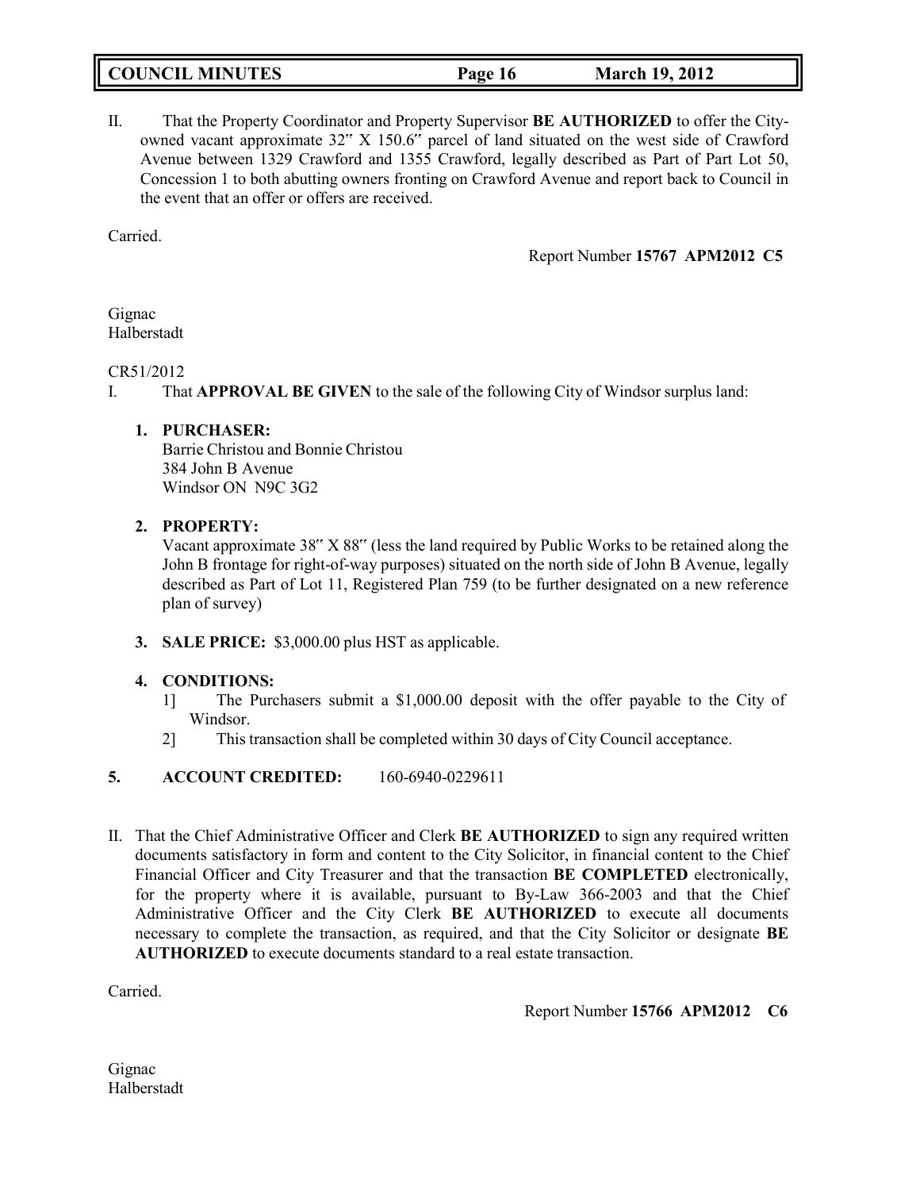II. That the Property Coordinator and Property Supervisor **BE AUTHORIZED** to offer the City-owned vacant approximate 32" X 150.6" parcel of land situated on the west side of Crawford Avenue between 1329 Crawford and 1355 Crawford, legally described as Part of Part Lot 50, Concession 1 to both abutting owners fronting on Crawford Avenue and report back to Council in the event that an offer or offers are received.

Carried.

Report Number **15767 APM2012 C5**

Gignac
Halberstadt

CR51/2012

I. That **APPROVAL BE GIVEN** to the sale of the following City of Windsor surplus land:

1. **PURCHASER:**
   Barrie Christou and Bonnie Christou
   384 John B Avenue
   Windsor ON N9C 3G2

2. **PROPERTY:**
   Vacant approximate 38" X 88" (less the land required by Public Works to be retained along the John B frontage for right-of-way purposes) situated on the north side of John B Avenue, legally described as Part of Lot 11, Registered Plan 759 (to be further designated on a new reference plan of survey)

3. **SALE PRICE:** $3,000.00 plus HST as applicable.

4. **CONDITIONS:**
   1] The Purchasers submit a $1,000.00 deposit with the offer payable to the City of Windsor.
   2] This transaction shall be completed within 30 days of City Council acceptance.

5. **ACCOUNT CREDITED:** 160-6940-0229611

II. That the Chief Administrative Officer and Clerk **BE AUTHORIZED** to sign any required written documents satisfactory in form and content to the City Solicitor, in financial content to the Chief Financial Officer and City Treasurer and that the transaction **BE COMPLETED** electronically, for the property where it is available, pursuant to By-Law 366-2003 and that the Chief Administrative Officer and the City Clerk **BE AUTHORIZED** to execute all documents necessary to complete the transaction, as required, and that the City Solicitor or designate **BE AUTHORIZED** to execute documents standard to a real estate transaction.

Carried.

Report Number **15766 APM2012 C6**

Gignac
Halberstadt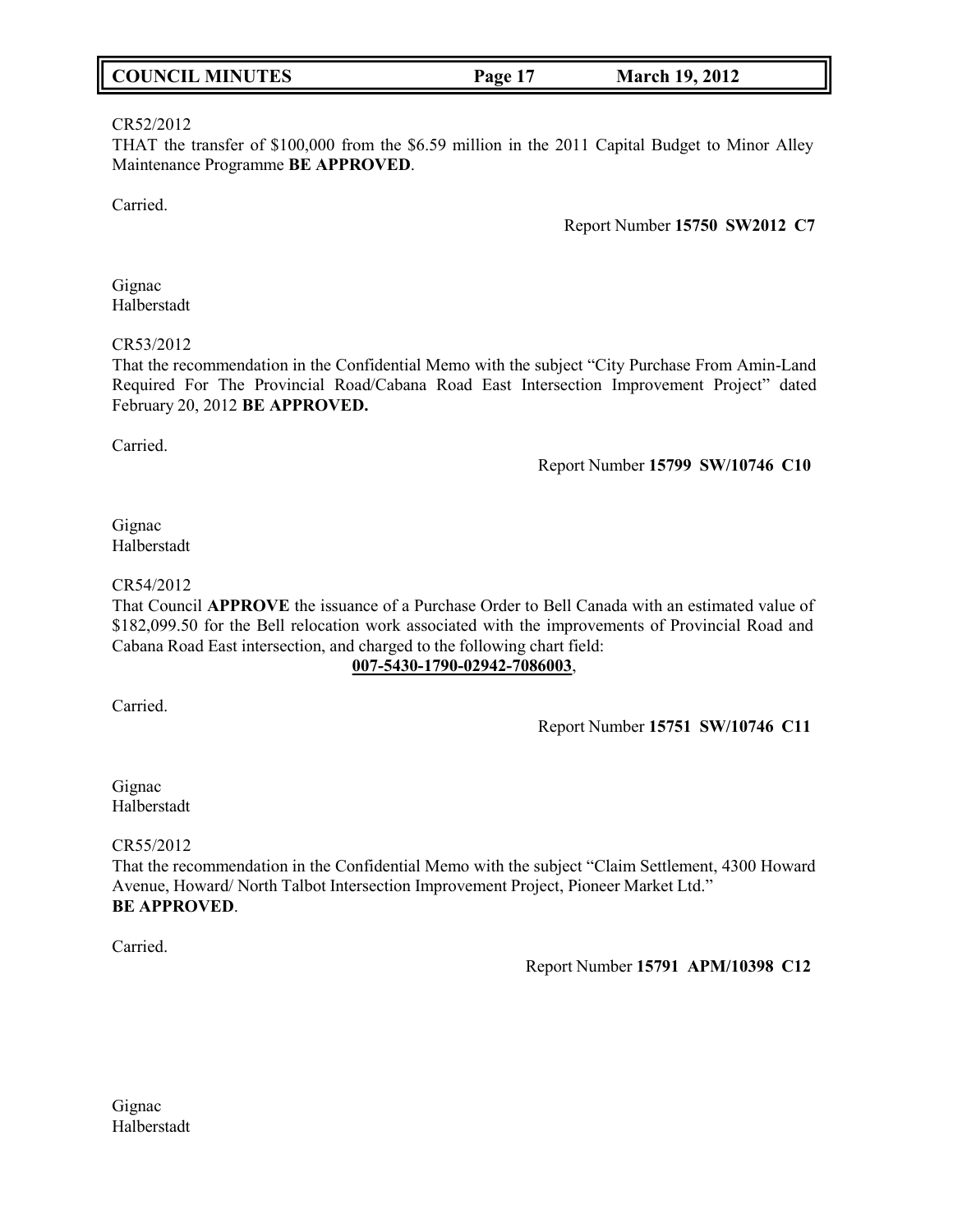CR52/2012
THAT the transfer of $100,000 from the $6.59 million in the 2011 Capital Budget to Minor Alley Maintenance Programme **BE APPROVED**.

Carried.

Report Number **15750 SW2012 C7**

Gignac
Halberstadt

CR53/2012
That the recommendation in the Confidential Memo with the subject "City Purchase From Amin-Land Required For The Provincial Road/Cabana Road East Intersection Improvement Project" dated February 20, 2012 **BE APPROVED.**

Carried.

Report Number **15799 SW/10746 C10**

Gignac
Halberstadt

CR54/2012
That Council **APPROVE** the issuance of a Purchase Order to Bell Canada with an estimated value of $182,099.50 for the Bell relocation work associated with the improvements of Provincial Road and Cabana Road East intersection, and charged to the following chart field:
**007-5430-1790-02942-7086003**,

Carried.

Report Number **15751 SW/10746 C11**

Gignac
Halberstadt

CR55/2012
That the recommendation in the Confidential Memo with the subject "Claim Settlement, 4300 Howard Avenue, Howard/ North Talbot Intersection Improvement Project, Pioneer Market Ltd." **BE APPROVED**.

Carried.

Report Number **15791 APM/10398 C12**

Gignac
Halberstadt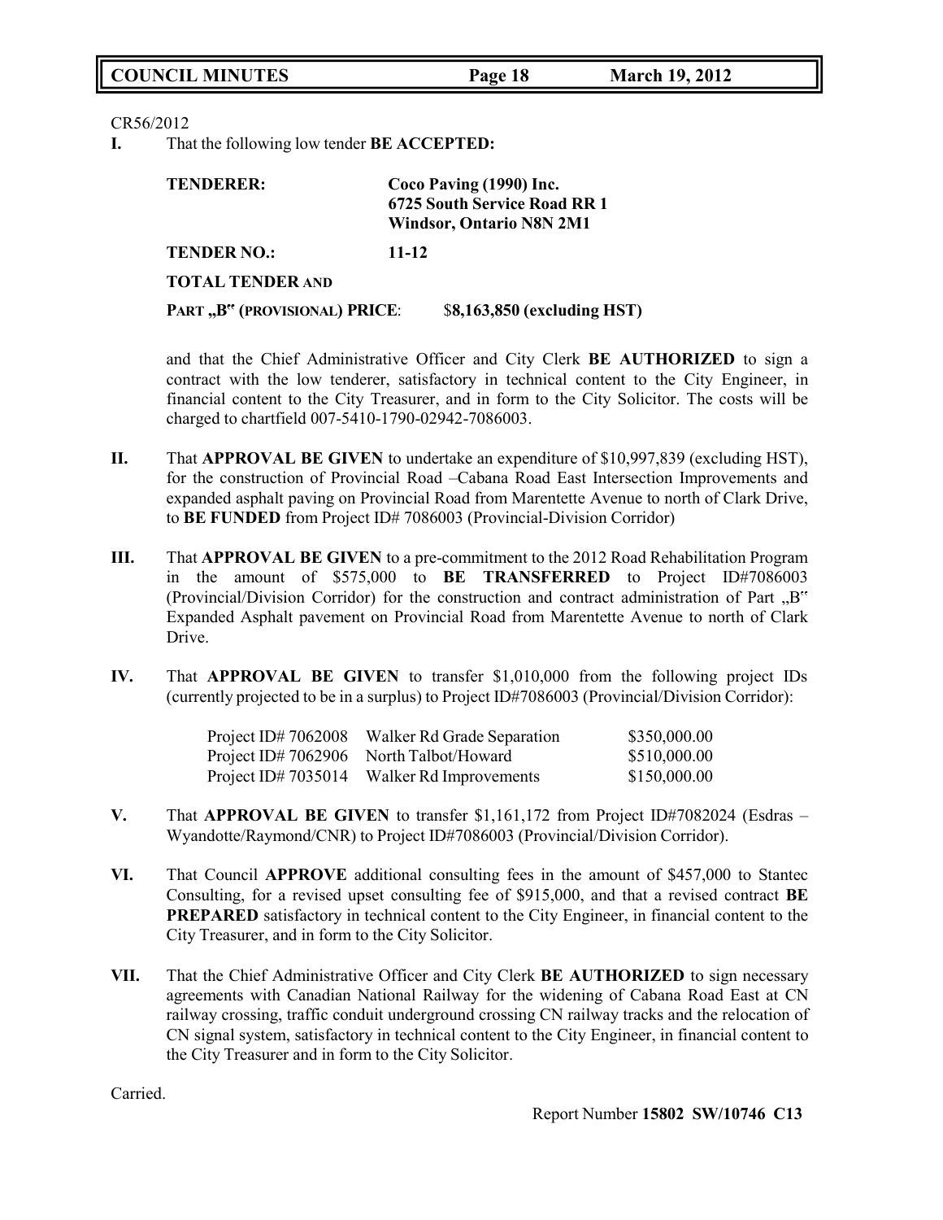CR56/2012

**I.** That the following low tender **BE ACCEPTED:**

| | |
|---|---|
| **TENDERER:** | **Coco Paving (1990) Inc.**<br>**6725 South Service Road RR 1**<br>**Windsor, Ontario N8N 2M1** |
| **TENDER NO.:** | **11-12** |
| **TOTAL TENDER AND PART „B" (PROVISIONAL) PRICE**: | $**8,163,850 (excluding HST)** |

and that the Chief Administrative Officer and City Clerk **BE AUTHORIZED** to sign a contract with the low tenderer, satisfactory in technical content to the City Engineer, in financial content to the City Treasurer, and in form to the City Solicitor. The costs will be charged to chartfield 007-5410-1790-02942-7086003.

**II.** That **APPROVAL BE GIVEN** to undertake an expenditure of $10,997,839 (excluding HST), for the construction of Provincial Road –Cabana Road East Intersection Improvements and expanded asphalt paving on Provincial Road from Marentette Avenue to north of Clark Drive, to **BE FUNDED** from Project ID# 7086003 (Provincial-Division Corridor)

**III.** That **APPROVAL BE GIVEN** to a pre-commitment to the 2012 Road Rehabilitation Program in the amount of $575,000 to **BE TRANSFERRED** to Project ID#7086003 (Provincial/Division Corridor) for the construction and contract administration of Part „B" Expanded Asphalt pavement on Provincial Road from Marentette Avenue to north of Clark Drive.

**IV.** That **APPROVAL BE GIVEN** to transfer $1,010,000 from the following project IDs (currently projected to be in a surplus) to Project ID#7086003 (Provincial/Division Corridor):

| | | |
|---|---|---|
| Project ID# 7062008 | Walker Rd Grade Separation | $350,000.00 |
| Project ID# 7062906 | North Talbot/Howard | $510,000.00 |
| Project ID# 7035014 | Walker Rd Improvements | $150,000.00 |

**V.** That **APPROVAL BE GIVEN** to transfer $1,161,172 from Project ID#7082024 (Esdras – Wyandotte/Raymond/CNR) to Project ID#7086003 (Provincial/Division Corridor).

**VI.** That Council **APPROVE** additional consulting fees in the amount of $457,000 to Stantec Consulting, for a revised upset consulting fee of $915,000, and that a revised contract **BE PREPARED** satisfactory in technical content to the City Engineer, in financial content to the City Treasurer, and in form to the City Solicitor.

**VII.** That the Chief Administrative Officer and City Clerk **BE AUTHORIZED** to sign necessary agreements with Canadian National Railway for the widening of Cabana Road East at CN railway crossing, traffic conduit underground crossing CN railway tracks and the relocation of CN signal system, satisfactory in technical content to the City Engineer, in financial content to the City Treasurer and in form to the City Solicitor.

Carried.

Report Number **15802 SW/10746 C13**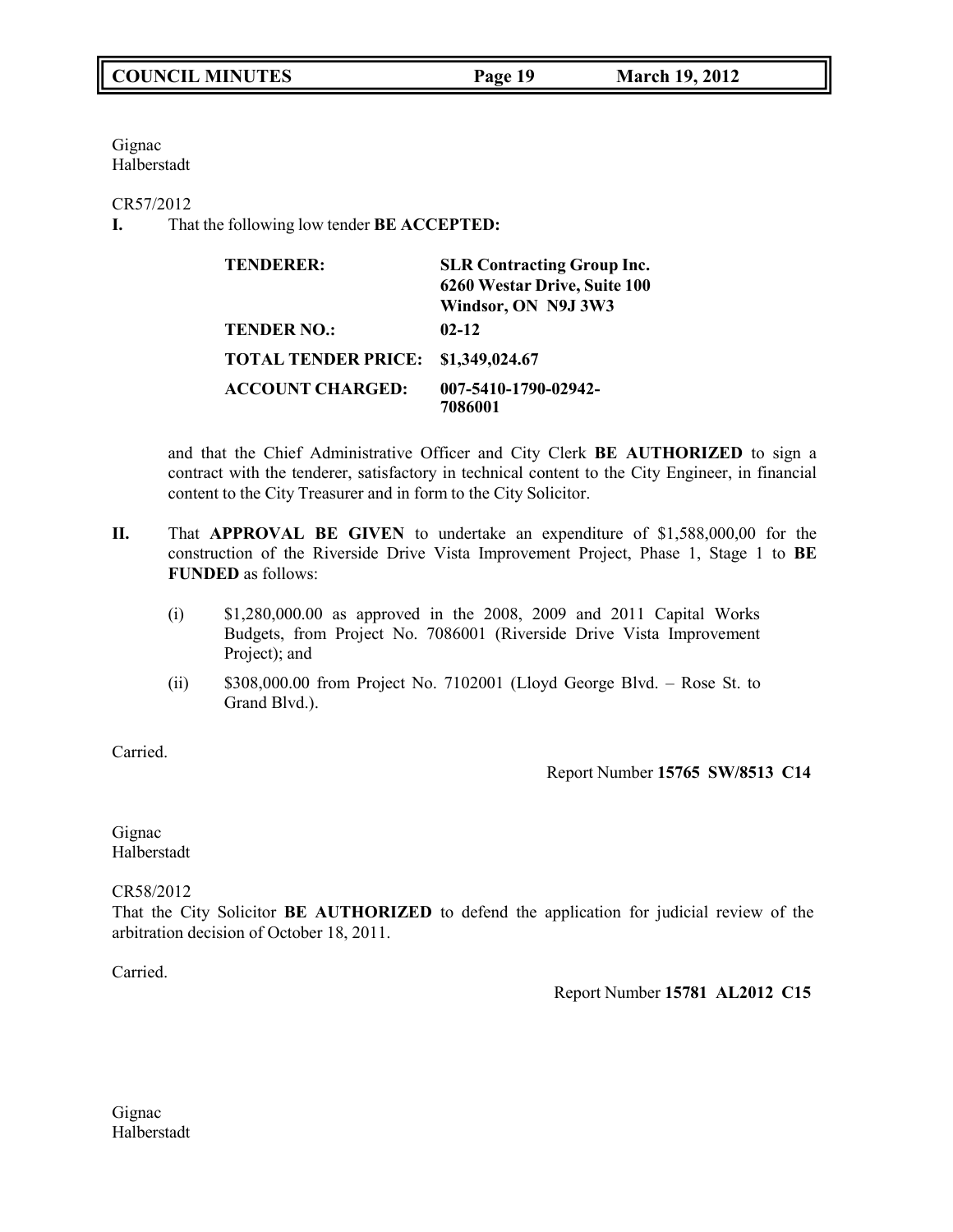Gignac
Halberstadt

CR57/2012

**I.** That the following low tender **BE ACCEPTED:**

| | |
|---|---|
| **TENDERER:** | **SLR Contracting Group Inc.** **6260 Westar Drive, Suite 100** **Windsor, ON N9J 3W3** |
| **TENDER NO.:** | **02-12** |
| **TOTAL TENDER PRICE:** | **$1,349,024.67** |
| **ACCOUNT CHARGED:** | **007-5410-1790-02942-7086001** |

and that the Chief Administrative Officer and City Clerk **BE AUTHORIZED** to sign a contract with the tenderer, satisfactory in technical content to the City Engineer, in financial content to the City Treasurer and in form to the City Solicitor.

**II.** That **APPROVAL BE GIVEN** to undertake an expenditure of $1,588,000,00 for the construction of the Riverside Drive Vista Improvement Project, Phase 1, Stage 1 to **BE FUNDED** as follows:

(i) $1,280,000.00 as approved in the 2008, 2009 and 2011 Capital Works Budgets, from Project No. 7086001 (Riverside Drive Vista Improvement Project); and

(ii) $308,000.00 from Project No. 7102001 (Lloyd George Blvd. – Rose St. to Grand Blvd.).

Carried.

Report Number **15765 SW/8513 C14**

Gignac
Halberstadt

CR58/2012

That the City Solicitor **BE AUTHORIZED** to defend the application for judicial review of the arbitration decision of October 18, 2011.

Carried.

Report Number **15781 AL2012 C15**

Gignac
Halberstadt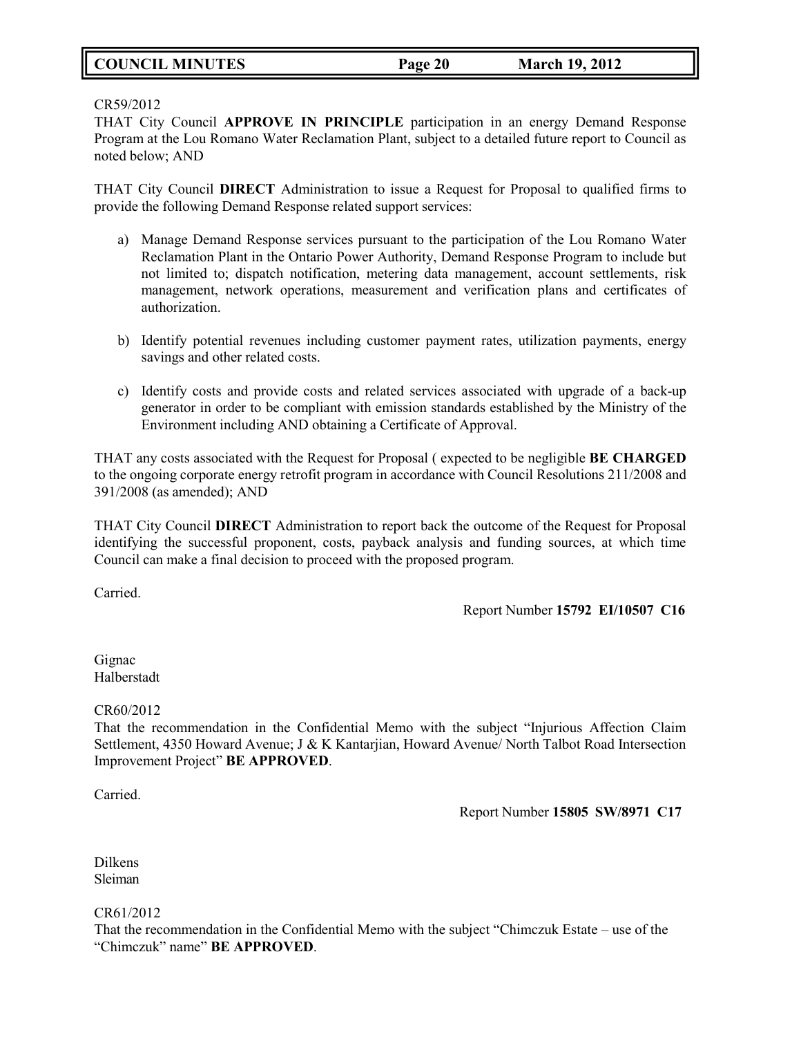CR59/2012
THAT City Council **APPROVE IN PRINCIPLE** participation in an energy Demand Response Program at the Lou Romano Water Reclamation Plant, subject to a detailed future report to Council as noted below; AND

THAT City Council **DIRECT** Administration to issue a Request for Proposal to qualified firms to provide the following Demand Response related support services:

a) Manage Demand Response services pursuant to the participation of the Lou Romano Water Reclamation Plant in the Ontario Power Authority, Demand Response Program to include but not limited to; dispatch notification, metering data management, account settlements, risk management, network operations, measurement and verification plans and certificates of authorization.

b) Identify potential revenues including customer payment rates, utilization payments, energy savings and other related costs.

c) Identify costs and provide costs and related services associated with upgrade of a back-up generator in order to be compliant with emission standards established by the Ministry of the Environment including AND obtaining a Certificate of Approval.

THAT any costs associated with the Request for Proposal ( expected to be negligible **BE CHARGED** to the ongoing corporate energy retrofit program in accordance with Council Resolutions 211/2008 and 391/2008 (as amended); AND

THAT City Council **DIRECT** Administration to report back the outcome of the Request for Proposal identifying the successful proponent, costs, payback analysis and funding sources, at which time Council can make a final decision to proceed with the proposed program.

Carried.

Report Number **15792 EI/10507 C16**

Gignac
Halberstadt

CR60/2012
That the recommendation in the Confidential Memo with the subject "Injurious Affection Claim Settlement, 4350 Howard Avenue; J & K Kantarjian, Howard Avenue/ North Talbot Road Intersection Improvement Project" **BE APPROVED**.

Carried.

Report Number **15805 SW/8971 C17**

Dilkens
Sleiman

CR61/2012
That the recommendation in the Confidential Memo with the subject "Chimczuk Estate – use of the "Chimczuk" name" **BE APPROVED**.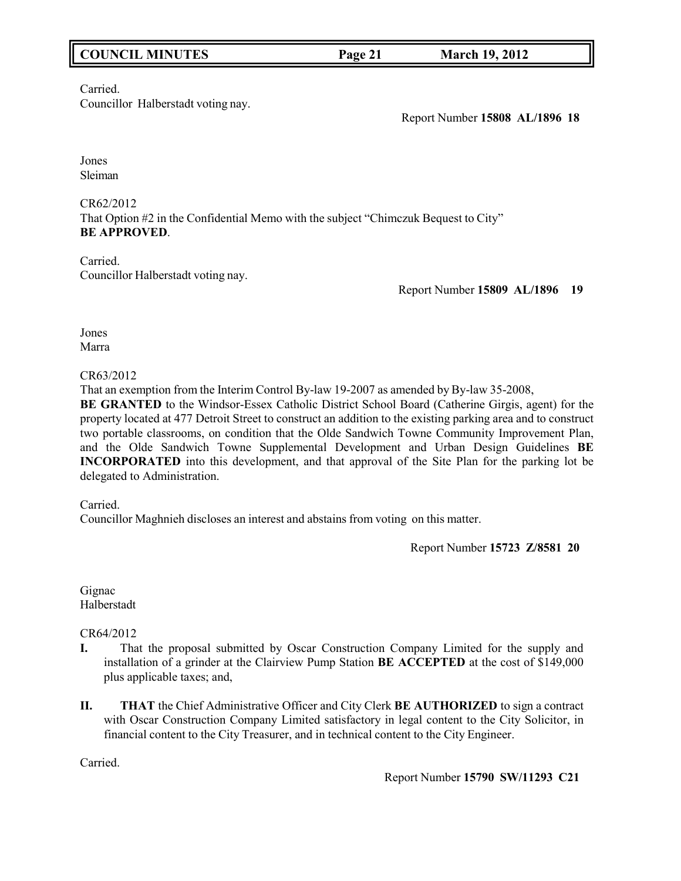Carried.
Councillor Halberstadt voting nay.

Report Number **15808 AL/1896 18**

Jones
Sleiman

CR62/2012
That Option #2 in the Confidential Memo with the subject “Chimczuk Bequest to City” **BE APPROVED**.

Carried.
Councillor Halberstadt voting nay.

Report Number **15809 AL/1896 19**

Jones
Marra

CR63/2012
That an exemption from the Interim Control By-law 19-2007 as amended by By-law 35-2008, **BE GRANTED** to the Windsor-Essex Catholic District School Board (Catherine Girgis, agent) for the property located at 477 Detroit Street to construct an addition to the existing parking area and to construct two portable classrooms, on condition that the Olde Sandwich Towne Community Improvement Plan, and the Olde Sandwich Towne Supplemental Development and Urban Design Guidelines **BE INCORPORATED** into this development, and that approval of the Site Plan for the parking lot be delegated to Administration.

Carried.
Councillor Maghnieh discloses an interest and abstains from voting on this matter.

Report Number **15723 Z/8581 20**

Gignac
Halberstadt

CR64/2012

**I.** That the proposal submitted by Oscar Construction Company Limited for the supply and installation of a grinder at the Clairview Pump Station **BE ACCEPTED** at the cost of $149,000 plus applicable taxes; and,

**II.** **THAT** the Chief Administrative Officer and City Clerk **BE AUTHORIZED** to sign a contract with Oscar Construction Company Limited satisfactory in legal content to the City Solicitor, in financial content to the City Treasurer, and in technical content to the City Engineer.

Carried.

Report Number **15790 SW/11293 C21**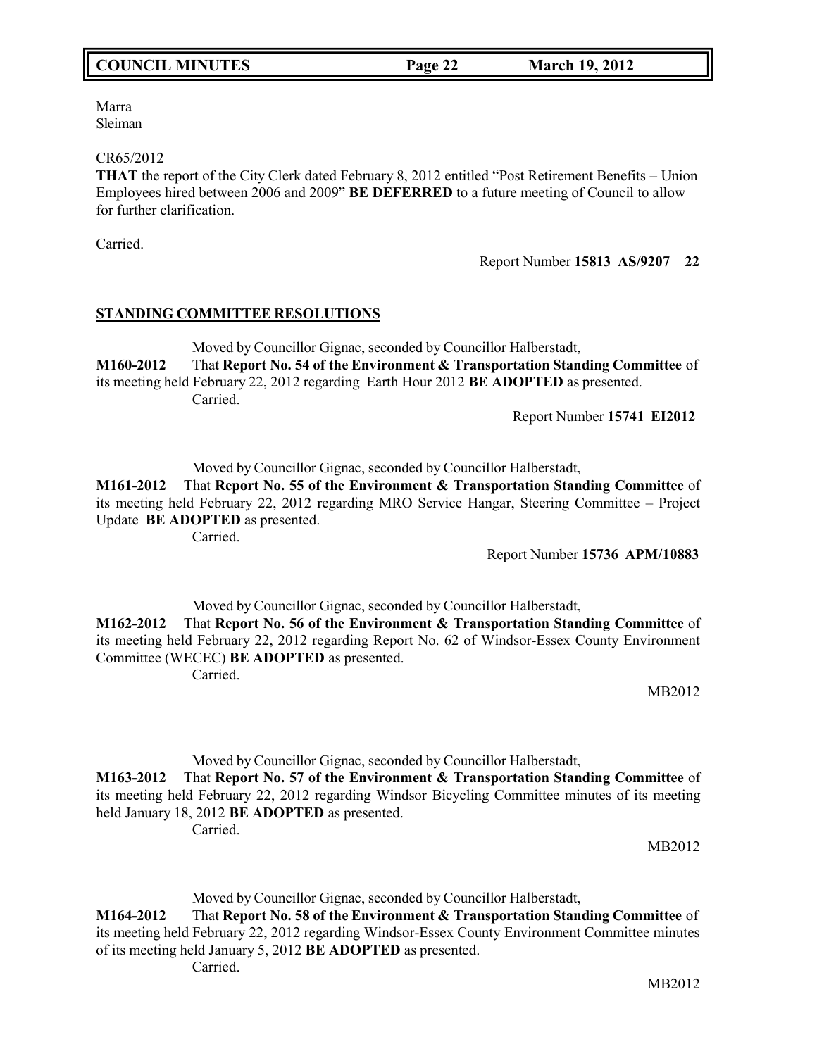Marra
Sleiman

CR65/2012
**THAT** the report of the City Clerk dated February 8, 2012 entitled "Post Retirement Benefits – Union Employees hired between 2006 and 2009" **BE DEFERRED** to a future meeting of Council to allow for further clarification.

Carried.

Report Number **15813 AS/9207 22**

## STANDING COMMITTEE RESOLUTIONS

Moved by Councillor Gignac, seconded by Councillor Halberstadt,
**M160-2012** That **Report No. 54 of the Environment & Transportation Standing Committee** of its meeting held February 22, 2012 regarding Earth Hour 2012 **BE ADOPTED** as presented.
Carried.

Report Number **15741 EI2012**

Moved by Councillor Gignac, seconded by Councillor Halberstadt,
**M161-2012** That **Report No. 55 of the Environment & Transportation Standing Committee** of its meeting held February 22, 2012 regarding MRO Service Hangar, Steering Committee – Project Update **BE ADOPTED** as presented.
Carried.

Report Number **15736 APM/10883**

Moved by Councillor Gignac, seconded by Councillor Halberstadt,
**M162-2012** That **Report No. 56 of the Environment & Transportation Standing Committee** of its meeting held February 22, 2012 regarding Report No. 62 of Windsor-Essex County Environment Committee (WECEC) **BE ADOPTED** as presented.
Carried.

MB2012

Moved by Councillor Gignac, seconded by Councillor Halberstadt,
**M163-2012** That **Report No. 57 of the Environment & Transportation Standing Committee** of its meeting held February 22, 2012 regarding Windsor Bicycling Committee minutes of its meeting held January 18, 2012 **BE ADOPTED** as presented.
Carried.

MB2012

Moved by Councillor Gignac, seconded by Councillor Halberstadt,
**M164-2012** That **Report No. 58 of the Environment & Transportation Standing Committee** of its meeting held February 22, 2012 regarding Windsor-Essex County Environment Committee minutes of its meeting held January 5, 2012 **BE ADOPTED** as presented.
Carried.

MB2012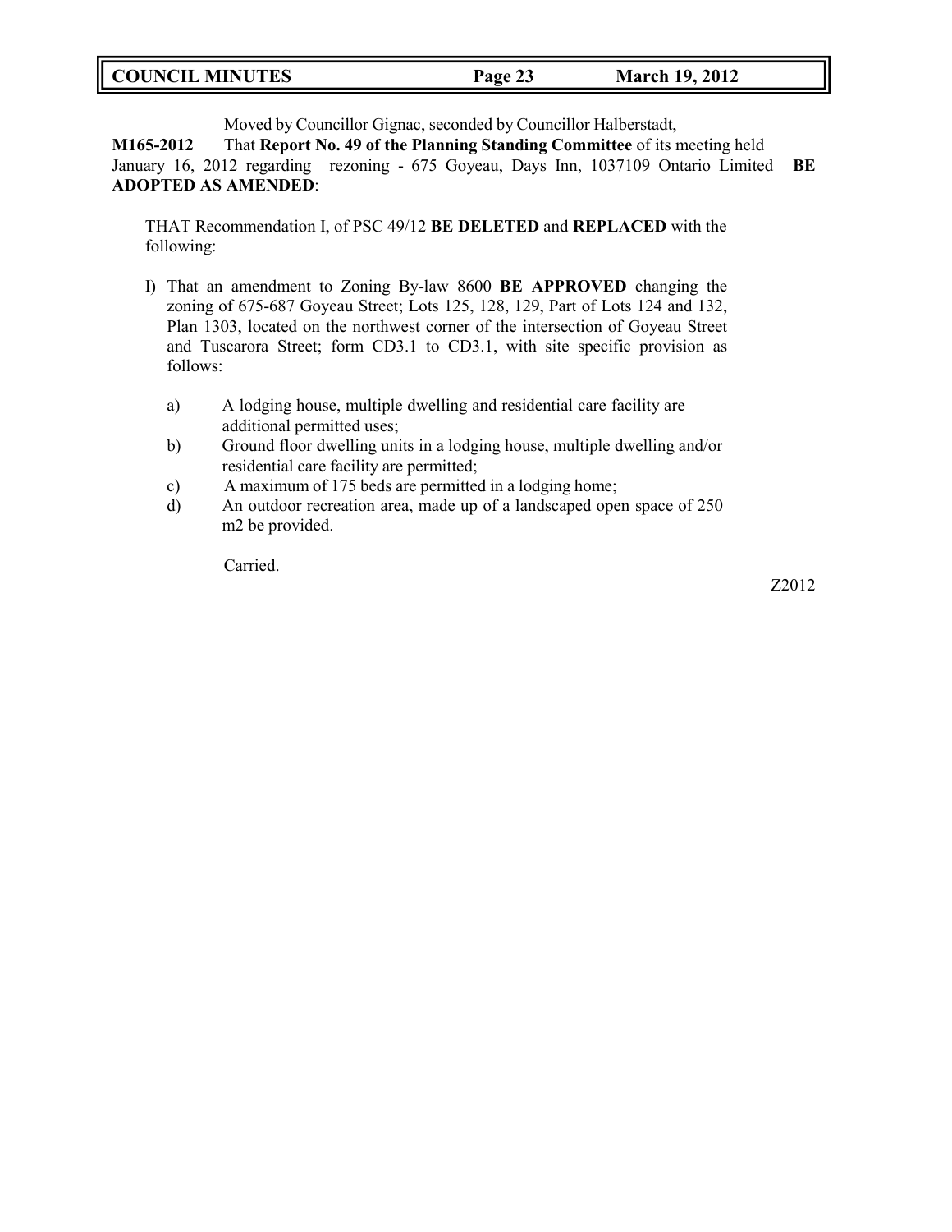Moved by Councillor Gignac, seconded by Councillor Halberstadt,

**M165-2012** That **Report No. 49 of the Planning Standing Committee** of its meeting held January 16, 2012 regarding rezoning - 675 Goyeau, Days Inn, 1037109 Ontario Limited **BE ADOPTED AS AMENDED**:

THAT Recommendation I, of PSC 49/12 **BE DELETED** and **REPLACED** with the following:

I) That an amendment to Zoning By-law 8600 **BE APPROVED** changing the zoning of 675-687 Goyeau Street; Lots 125, 128, 129, Part of Lots 124 and 132, Plan 1303, located on the northwest corner of the intersection of Goyeau Street and Tuscarora Street; form CD3.1 to CD3.1, with site specific provision as follows:

   a) A lodging house, multiple dwelling and residential care facility are additional permitted uses;
   b) Ground floor dwelling units in a lodging house, multiple dwelling and/or residential care facility are permitted;
   c) A maximum of 175 beds are permitted in a lodging home;
   d) An outdoor recreation area, made up of a landscaped open space of 250 m2 be provided.

Carried.

Z2012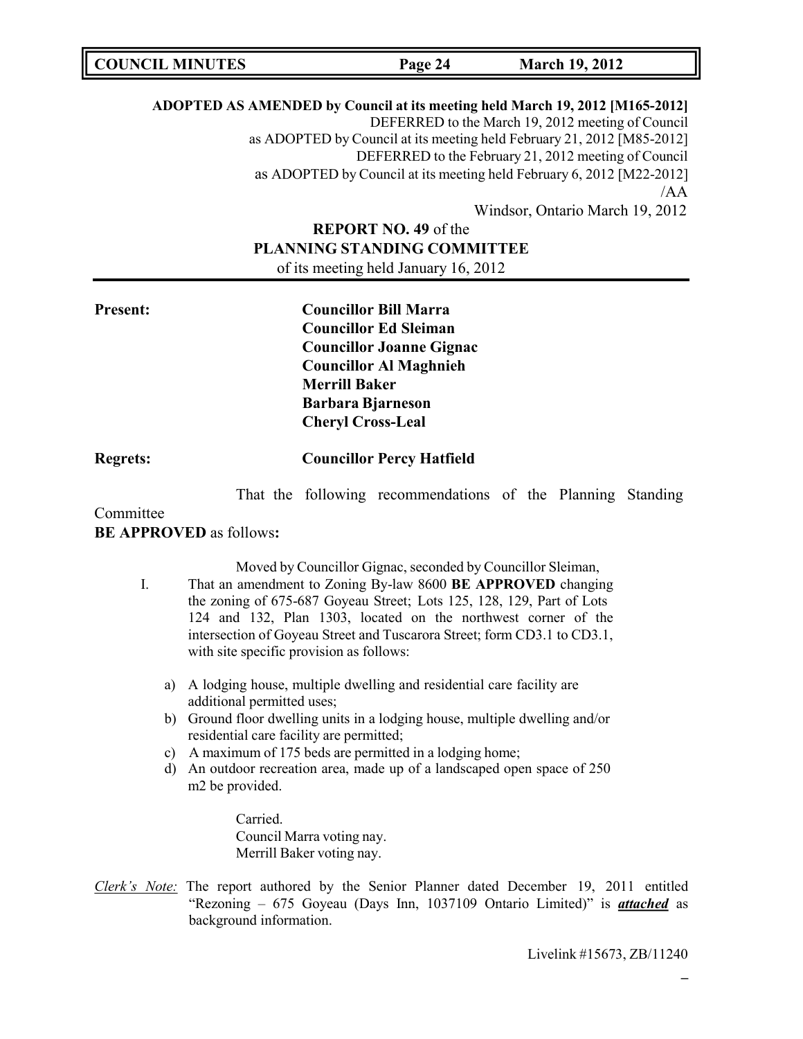**ADOPTED AS AMENDED by Council at its meeting held March 19, 2012 [M165-2012]**
DEFERRED to the March 19, 2012 meeting of Council
as ADOPTED by Council at its meeting held February 21, 2012 [M85-2012]
DEFERRED to the February 21, 2012 meeting of Council
as ADOPTED by Council at its meeting held February 6, 2012 [M22-2012]
/AA
Windsor, Ontario March 19, 2012

**REPORT NO. 49** of the
**PLANNING STANDING COMMITTEE**
of its meeting held January 16, 2012

**Present:** **Councillor Bill Marra**
**Councillor Ed Sleiman**
**Councillor Joanne Gignac**
**Councillor Al Maghnieh**
**Merrill Baker**
**Barbara Bjarneson**
**Cheryl Cross-Leal**

**Regrets:** **Councillor Percy Hatfield**

That the following recommendations of the Planning Standing Committee
**BE APPROVED** as follows**:**

Moved by Councillor Gignac, seconded by Councillor Sleiman,

I. That an amendment to Zoning By-law 8600 **BE APPROVED** changing the zoning of 675-687 Goyeau Street; Lots 125, 128, 129, Part of Lots 124 and 132, Plan 1303, located on the northwest corner of the intersection of Goyeau Street and Tuscarora Street; form CD3.1 to CD3.1, with site specific provision as follows:

   a) A lodging house, multiple dwelling and residential care facility are additional permitted uses;
   b) Ground floor dwelling units in a lodging house, multiple dwelling and/or residential care facility are permitted;
   c) A maximum of 175 beds are permitted in a lodging home;
   d) An outdoor recreation area, made up of a landscaped open space of 250 m2 be provided.

Carried.
Council Marra voting nay.
Merrill Baker voting nay.

*Clerk's Note:* The report authored by the Senior Planner dated December 19, 2011 entitled "Rezoning – 675 Goyeau (Days Inn, 1037109 Ontario Limited)" is ***attached*** as background information.

Livelink #15673, ZB/11240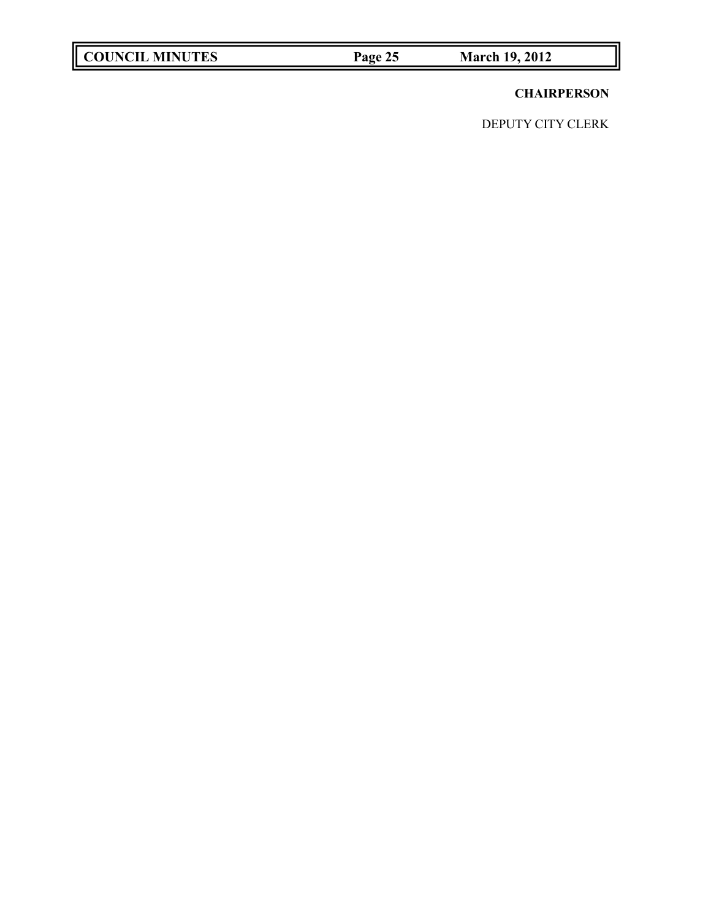**CHAIRPERSON**

DEPUTY CITY CLERK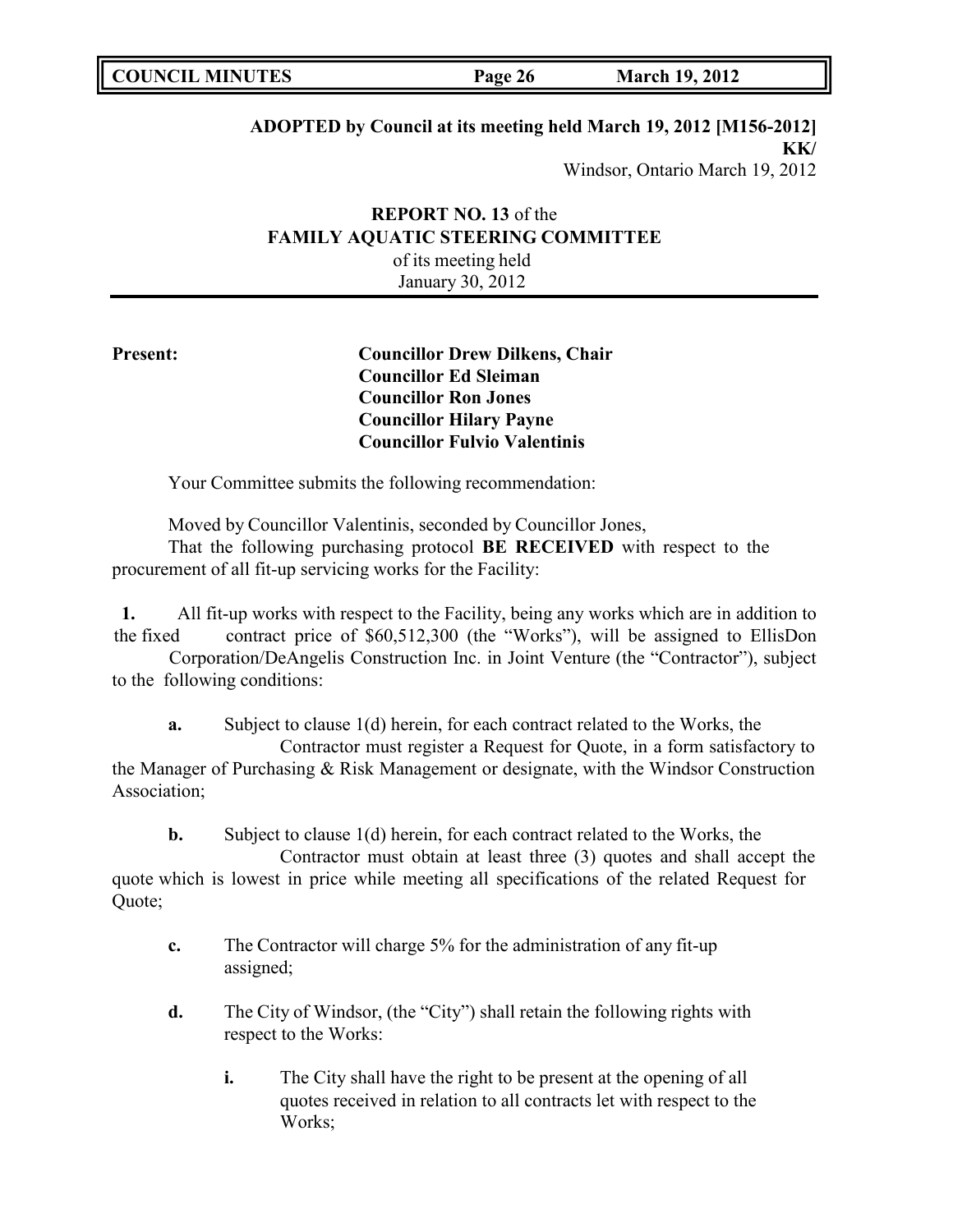**ADOPTED by Council at its meeting held March 19, 2012 [M156-2012]**
**KK/**
Windsor, Ontario March 19, 2012

**REPORT NO. 13** of the
**FAMILY AQUATIC STEERING COMMITTEE**
of its meeting held
January 30, 2012

**Present:** **Councillor Drew Dilkens, Chair**
**Councillor Ed Sleiman**
**Councillor Ron Jones**
**Councillor Hilary Payne**
**Councillor Fulvio Valentinis**

Your Committee submits the following recommendation:

Moved by Councillor Valentinis, seconded by Councillor Jones,
That the following purchasing protocol **BE RECEIVED** with respect to the procurement of all fit-up servicing works for the Facility:

**1.** All fit-up works with respect to the Facility, being any works which are in addition to the fixed contract price of $60,512,300 (the "Works"), will be assigned to EllisDon Corporation/DeAngelis Construction Inc. in Joint Venture (the "Contractor"), subject to the following conditions:

**a.** Subject to clause 1(d) herein, for each contract related to the Works, the Contractor must register a Request for Quote, in a form satisfactory to the Manager of Purchasing & Risk Management or designate, with the Windsor Construction Association;

**b.** Subject to clause 1(d) herein, for each contract related to the Works, the Contractor must obtain at least three (3) quotes and shall accept the quote which is lowest in price while meeting all specifications of the related Request for Quote;

**c.** The Contractor will charge 5% for the administration of any fit-up assigned;

**d.** The City of Windsor, (the "City") shall retain the following rights with respect to the Works:

**i.** The City shall have the right to be present at the opening of all quotes received in relation to all contracts let with respect to the Works;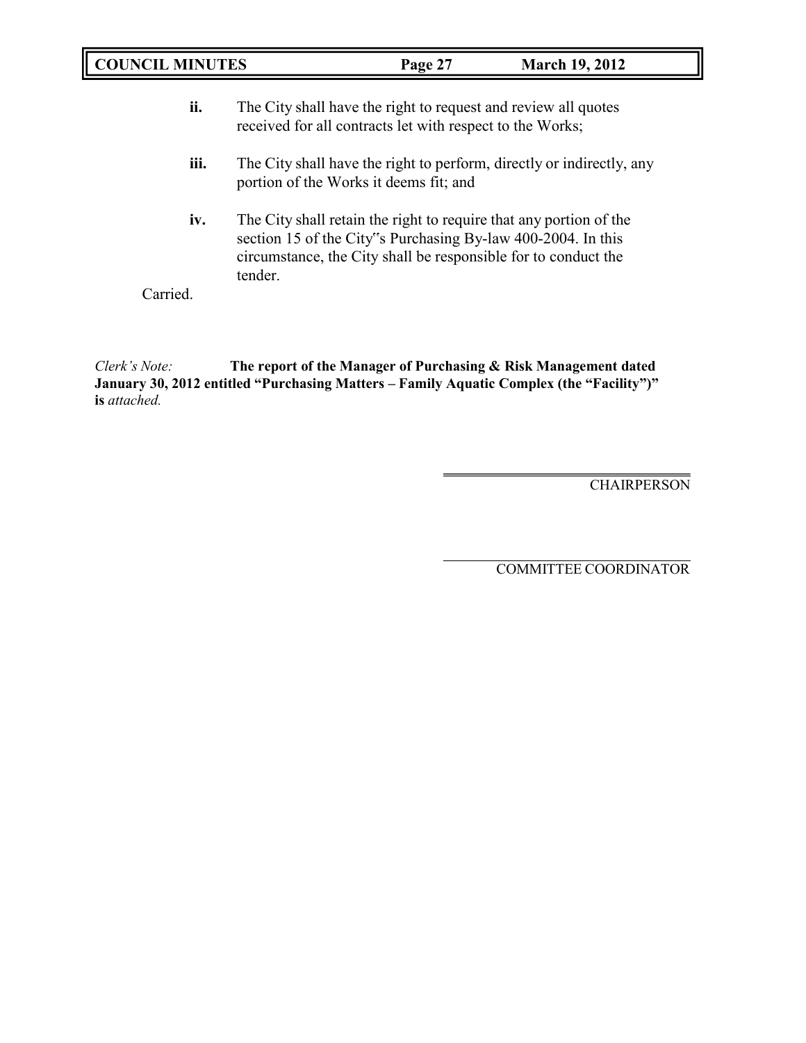**ii.** The City shall have the right to request and review all quotes received for all contracts let with respect to the Works;

**iii.** The City shall have the right to perform, directly or indirectly, any portion of the Works it deems fit; and

**iv.** The City shall retain the right to require that any portion of the section 15 of the City"s Purchasing By-law 400-2004. In this circumstance, the City shall be responsible for to conduct the tender.

Carried.

*Clerk's Note:* **The report of the Manager of Purchasing & Risk Management dated January 30, 2012 entitled "Purchasing Matters – Family Aquatic Complex (the "Facility")" is** *attached.*

CHAIRPERSON

COMMITTEE COORDINATOR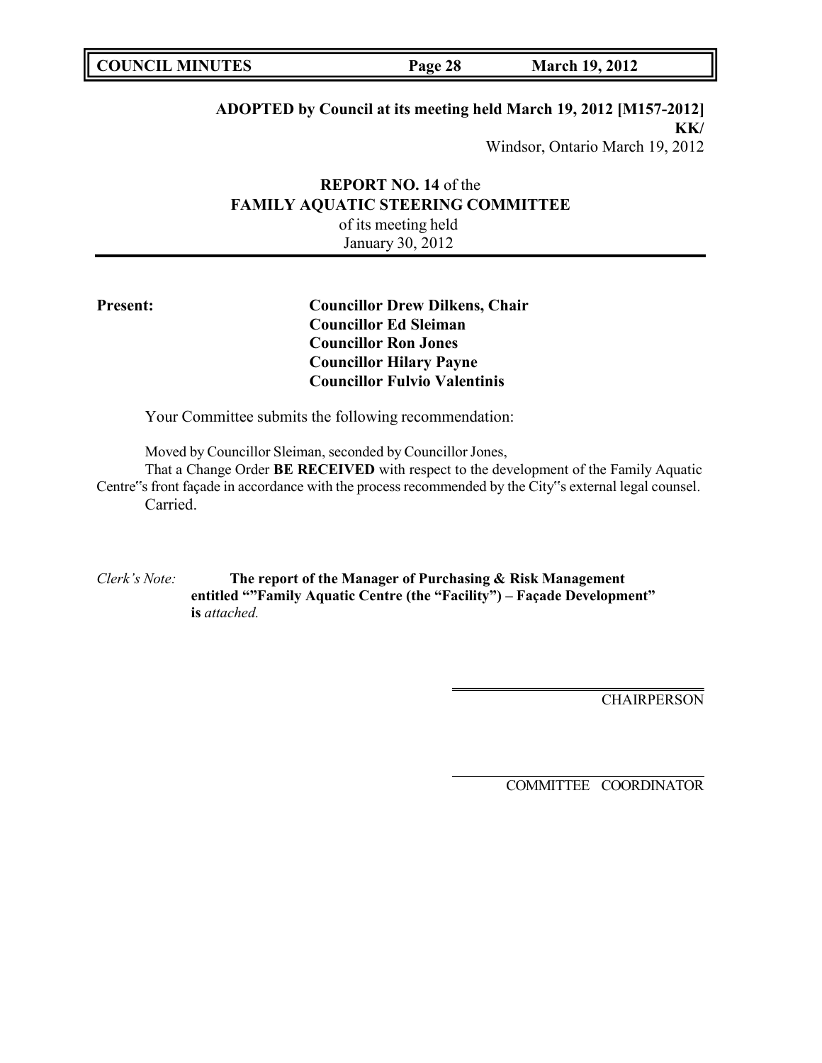**ADOPTED by Council at its meeting held March 19, 2012 [M157-2012]**
**KK/**
Windsor, Ontario March 19, 2012

**REPORT NO. 14** of the
**FAMILY AQUATIC STEERING COMMITTEE**
of its meeting held
January 30, 2012

**Present:**
**Councillor Drew Dilkens, Chair**
**Councillor Ed Sleiman**
**Councillor Ron Jones**
**Councillor Hilary Payne**
**Councillor Fulvio Valentinis**

Your Committee submits the following recommendation:

Moved by Councillor Sleiman, seconded by Councillor Jones,
That a Change Order **BE RECEIVED** with respect to the development of the Family Aquatic Centre"s front façade in accordance with the process recommended by the City"s external legal counsel.
Carried.

*Clerk's Note:* **The report of the Manager of Purchasing & Risk Management entitled ""Family Aquatic Centre (the "Facility") – Façade Development" is** *attached.*

CHAIRPERSON

COMMITTEE COORDINATOR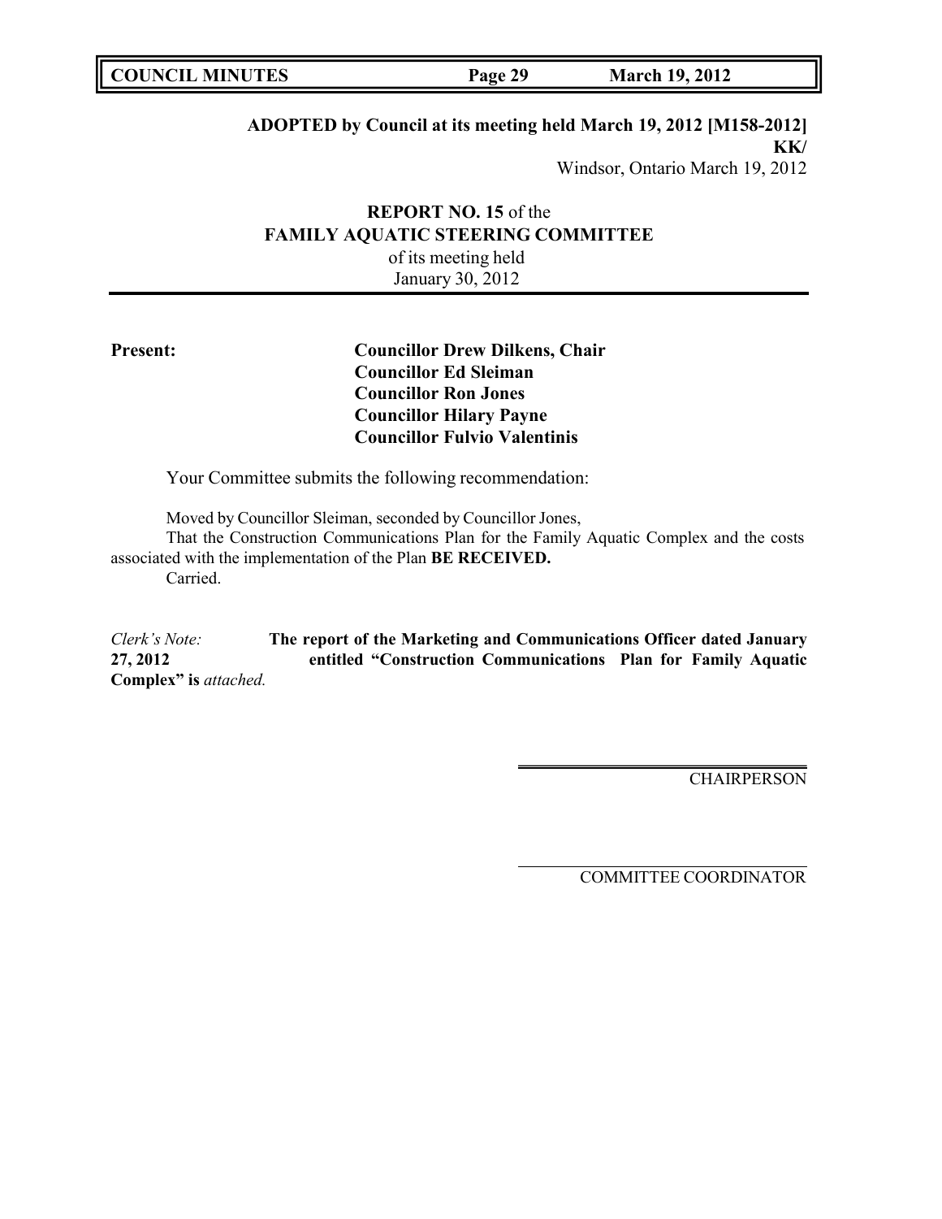**ADOPTED by Council at its meeting held March 19, 2012 [M158-2012]**
**KK/**
Windsor, Ontario March 19, 2012

**REPORT NO. 15** of the
**FAMILY AQUATIC STEERING COMMITTEE**
of its meeting held
January 30, 2012

**Present:** **Councillor Drew Dilkens, Chair**
**Councillor Ed Sleiman**
**Councillor Ron Jones**
**Councillor Hilary Payne**
**Councillor Fulvio Valentinis**

Your Committee submits the following recommendation:

Moved by Councillor Sleiman, seconded by Councillor Jones,
That the Construction Communications Plan for the Family Aquatic Complex and the costs associated with the implementation of the Plan **BE RECEIVED.**
Carried.

*Clerk's Note:* **The report of the Marketing and Communications Officer dated January 27, 2012 entitled "Construction Communications Plan for Family Aquatic Complex" is** *attached.*

CHAIRPERSON

COMMITTEE COORDINATOR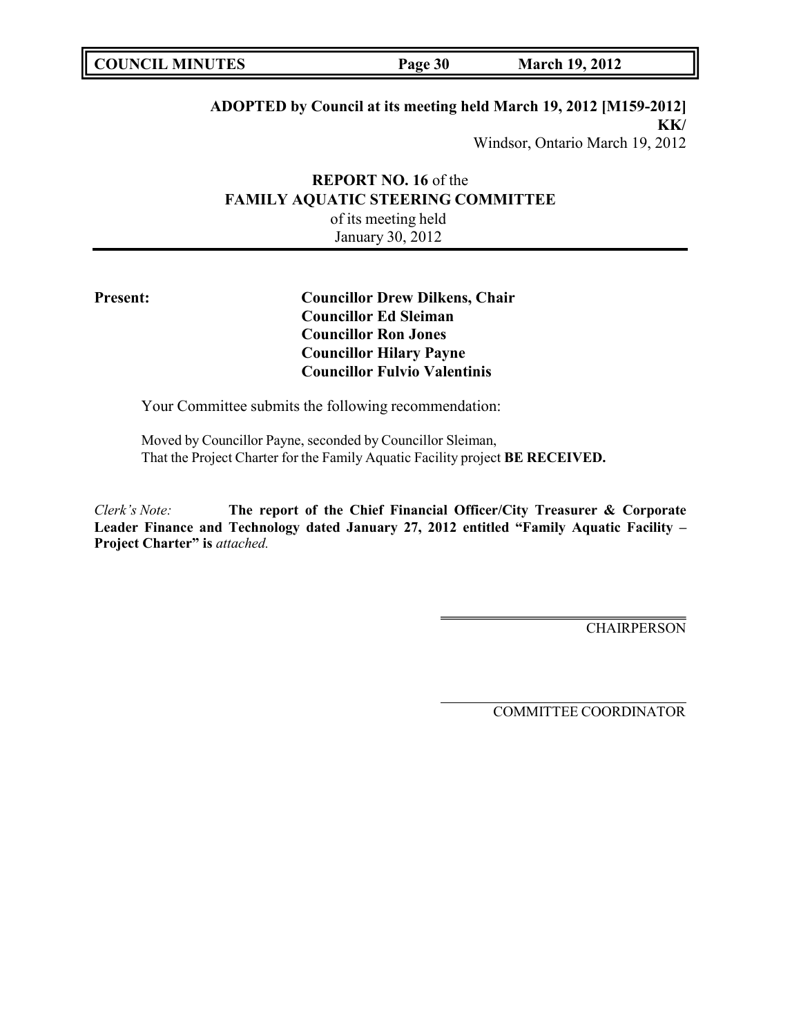**ADOPTED by Council at its meeting held March 19, 2012 [M159-2012]**
**KK/**
Windsor, Ontario March 19, 2012

**REPORT NO. 16** of the
**FAMILY AQUATIC STEERING COMMITTEE**
of its meeting held
January 30, 2012

**Present:**

**Councillor Drew Dilkens, Chair**
**Councillor Ed Sleiman**
**Councillor Ron Jones**
**Councillor Hilary Payne**
**Councillor Fulvio Valentinis**

Your Committee submits the following recommendation:

Moved by Councillor Payne, seconded by Councillor Sleiman,
That the Project Charter for the Family Aquatic Facility project **BE RECEIVED.**

*Clerk's Note:* **The report of the Chief Financial Officer/City Treasurer & Corporate Leader Finance and Technology dated January 27, 2012 entitled "Family Aquatic Facility – Project Charter" is** *attached.*

CHAIRPERSON

COMMITTEE COORDINATOR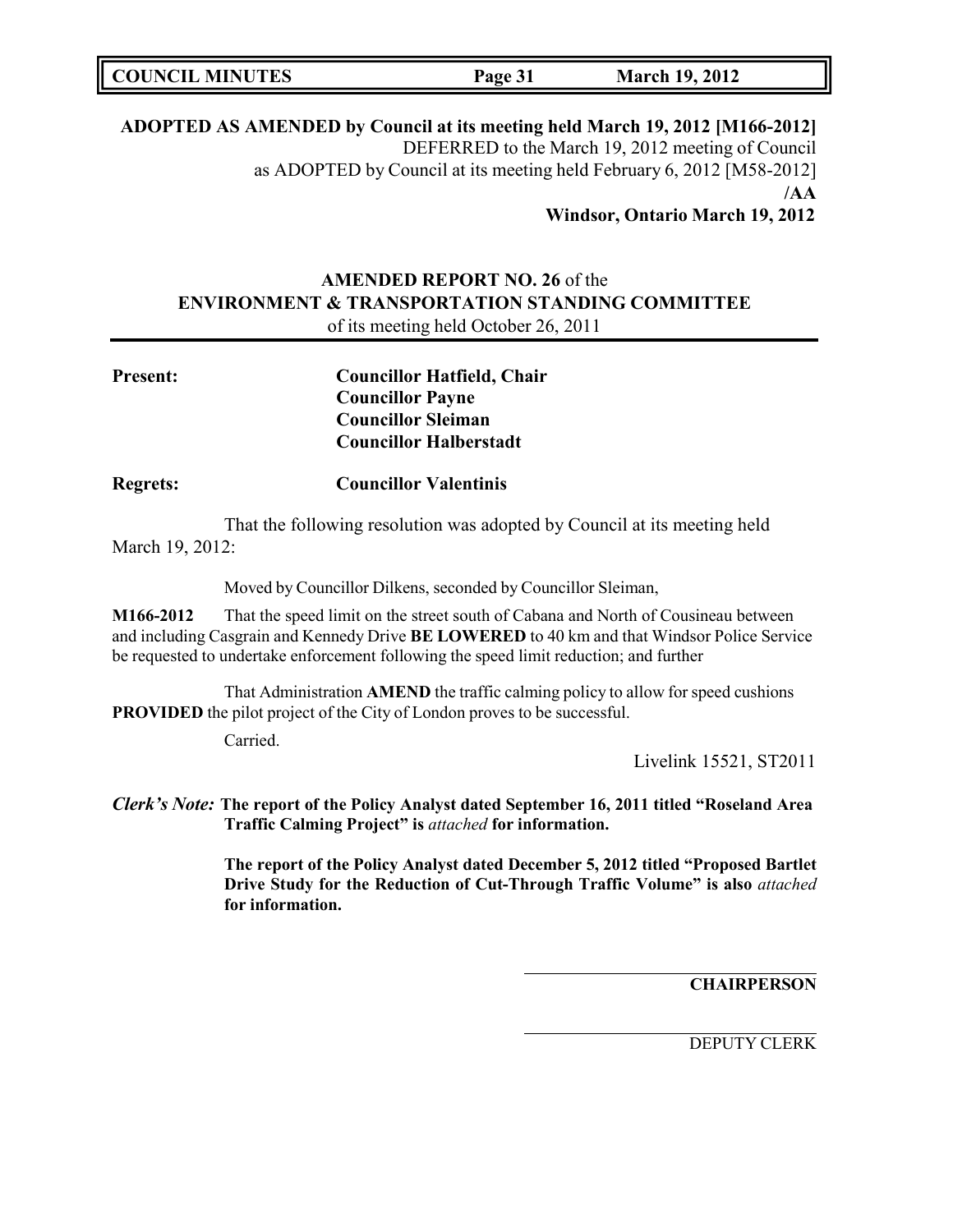**ADOPTED AS AMENDED by Council at its meeting held March 19, 2012 [M166-2012]**

DEFERRED to the March 19, 2012 meeting of Council

as ADOPTED by Council at its meeting held February 6, 2012 [M58-2012]

**/AA**

**Windsor, Ontario March 19, 2012**

**AMENDED REPORT NO. 26** of the
**ENVIRONMENT & TRANSPORTATION STANDING COMMITTEE**
of its meeting held October 26, 2011

**Present:** **Councillor Hatfield, Chair**
**Councillor Payne**
**Councillor Sleiman**
**Councillor Halberstadt**

**Regrets:** **Councillor Valentinis**

That the following resolution was adopted by Council at its meeting held March 19, 2012:

Moved by Councillor Dilkens, seconded by Councillor Sleiman,

**M166-2012** That the speed limit on the street south of Cabana and North of Cousineau between and including Casgrain and Kennedy Drive **BE LOWERED** to 40 km and that Windsor Police Service be requested to undertake enforcement following the speed limit reduction; and further

That Administration **AMEND** the traffic calming policy to allow for speed cushions **PROVIDED** the pilot project of the City of London proves to be successful.

Carried.

Livelink 15521, ST2011

***Clerk's Note:*** **The report of the Policy Analyst dated September 16, 2011 titled "Roseland Area Traffic Calming Project" is** ***attached*** **for information.**

**The report of the Policy Analyst dated December 5, 2012 titled "Proposed Bartlet Drive Study for the Reduction of Cut-Through Traffic Volume" is also** ***attached*** **for information.**

**CHAIRPERSON**

DEPUTY CLERK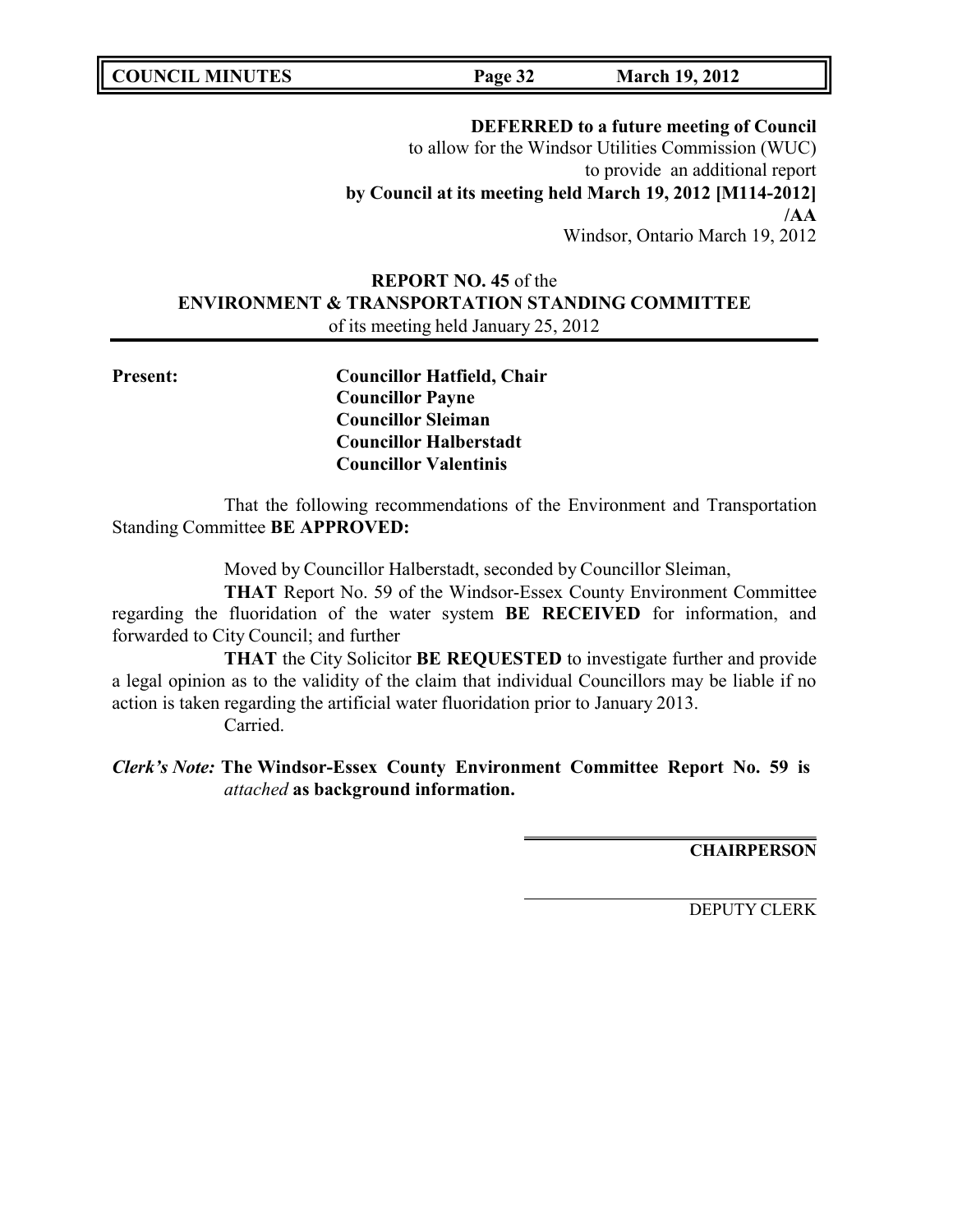**DEFERRED to a future meeting of Council**
to allow for the Windsor Utilities Commission (WUC)
to provide an additional report
**by Council at its meeting held March 19, 2012 [M114-2012]**
**/AA**
Windsor, Ontario March 19, 2012

## REPORT NO. 45 of the ENVIRONMENT & TRANSPORTATION STANDING COMMITTEE

of its meeting held January 25, 2012

**Present:**
**Councillor Hatfield, Chair**
**Councillor Payne**
**Councillor Sleiman**
**Councillor Halberstadt**
**Councillor Valentinis**

That the following recommendations of the Environment and Transportation Standing Committee **BE APPROVED:**

Moved by Councillor Halberstadt, seconded by Councillor Sleiman,

**THAT** Report No. 59 of the Windsor-Essex County Environment Committee regarding the fluoridation of the water system **BE RECEIVED** for information, and forwarded to City Council; and further

**THAT** the City Solicitor **BE REQUESTED** to investigate further and provide a legal opinion as to the validity of the claim that individual Councillors may be liable if no action is taken regarding the artificial water fluoridation prior to January 2013.

Carried.

***Clerk's Note:*** **The Windsor-Essex County Environment Committee Report No. 59 is** ***attached*** **as background information.**

**CHAIRPERSON**

DEPUTY CLERK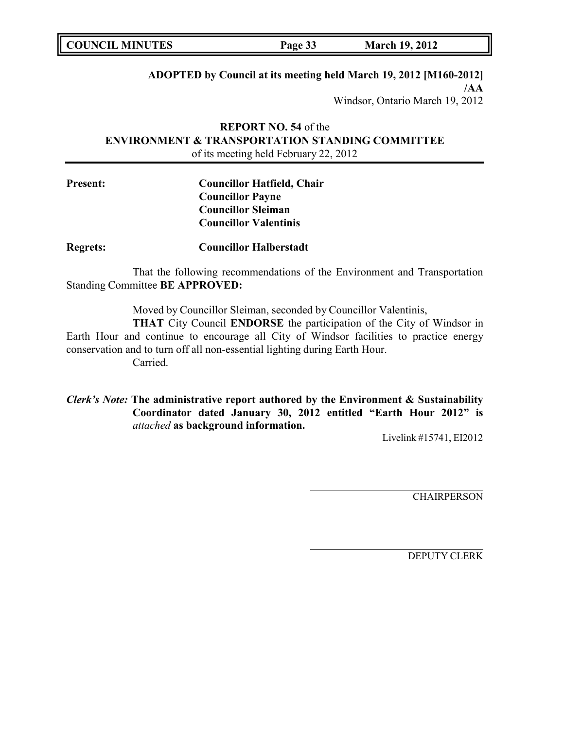**ADOPTED by Council at its meeting held March 19, 2012 [M160-2012] /AA**

Windsor, Ontario March 19, 2012

**REPORT NO. 54** of the
**ENVIRONMENT & TRANSPORTATION STANDING COMMITTEE**
of its meeting held February 22, 2012

**Present:** **Councillor Hatfield, Chair**
**Councillor Payne**
**Councillor Sleiman**
**Councillor Valentinis**

**Regrets:** **Councillor Halberstadt**

That the following recommendations of the Environment and Transportation Standing Committee **BE APPROVED:**

Moved by Councillor Sleiman, seconded by Councillor Valentinis,

**THAT** City Council **ENDORSE** the participation of the City of Windsor in Earth Hour and continue to encourage all City of Windsor facilities to practice energy conservation and to turn off all non-essential lighting during Earth Hour.

Carried.

***Clerk's Note:*** **The administrative report authored by the Environment & Sustainability Coordinator dated January 30, 2012 entitled "Earth Hour 2012" is *attached* as background information.**

Livelink #15741, EI2012

CHAIRPERSON

DEPUTY CLERK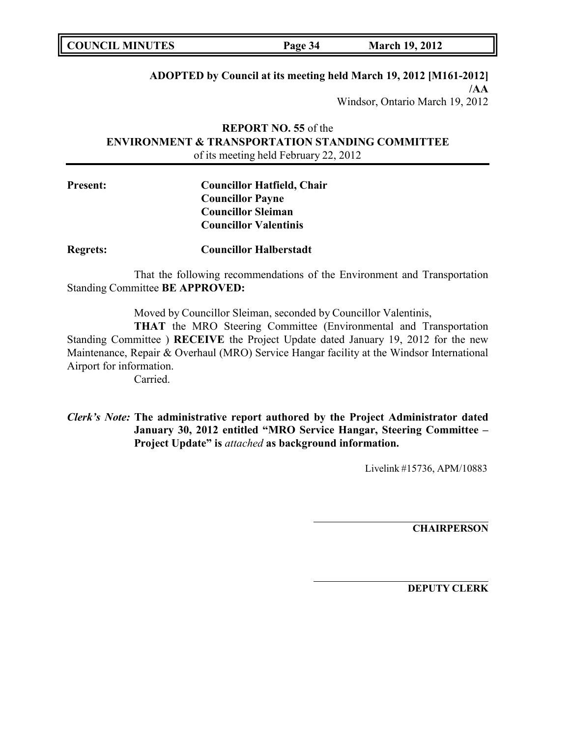**ADOPTED by Council at its meeting held March 19, 2012 [M161-2012]**
**/AA**
Windsor, Ontario March 19, 2012

**REPORT NO. 55** of the
**ENVIRONMENT & TRANSPORTATION STANDING COMMITTEE**
of its meeting held February 22, 2012

**Present:** **Councillor Hatfield, Chair**
**Councillor Payne**
**Councillor Sleiman**
**Councillor Valentinis**

**Regrets:** **Councillor Halberstadt**

That the following recommendations of the Environment and Transportation Standing Committee **BE APPROVED:**

Moved by Councillor Sleiman, seconded by Councillor Valentinis,

**THAT** the MRO Steering Committee (Environmental and Transportation Standing Committee ) **RECEIVE** the Project Update dated January 19, 2012 for the new Maintenance, Repair & Overhaul (MRO) Service Hangar facility at the Windsor International Airport for information.

Carried.

***Clerk's Note:*** **The administrative report authored by the Project Administrator dated January 30, 2012 entitled "MRO Service Hangar, Steering Committee – Project Update" is** ***attached*** **as background information.**

Livelink #15736, APM/10883

**CHAIRPERSON**

**DEPUTY CLERK**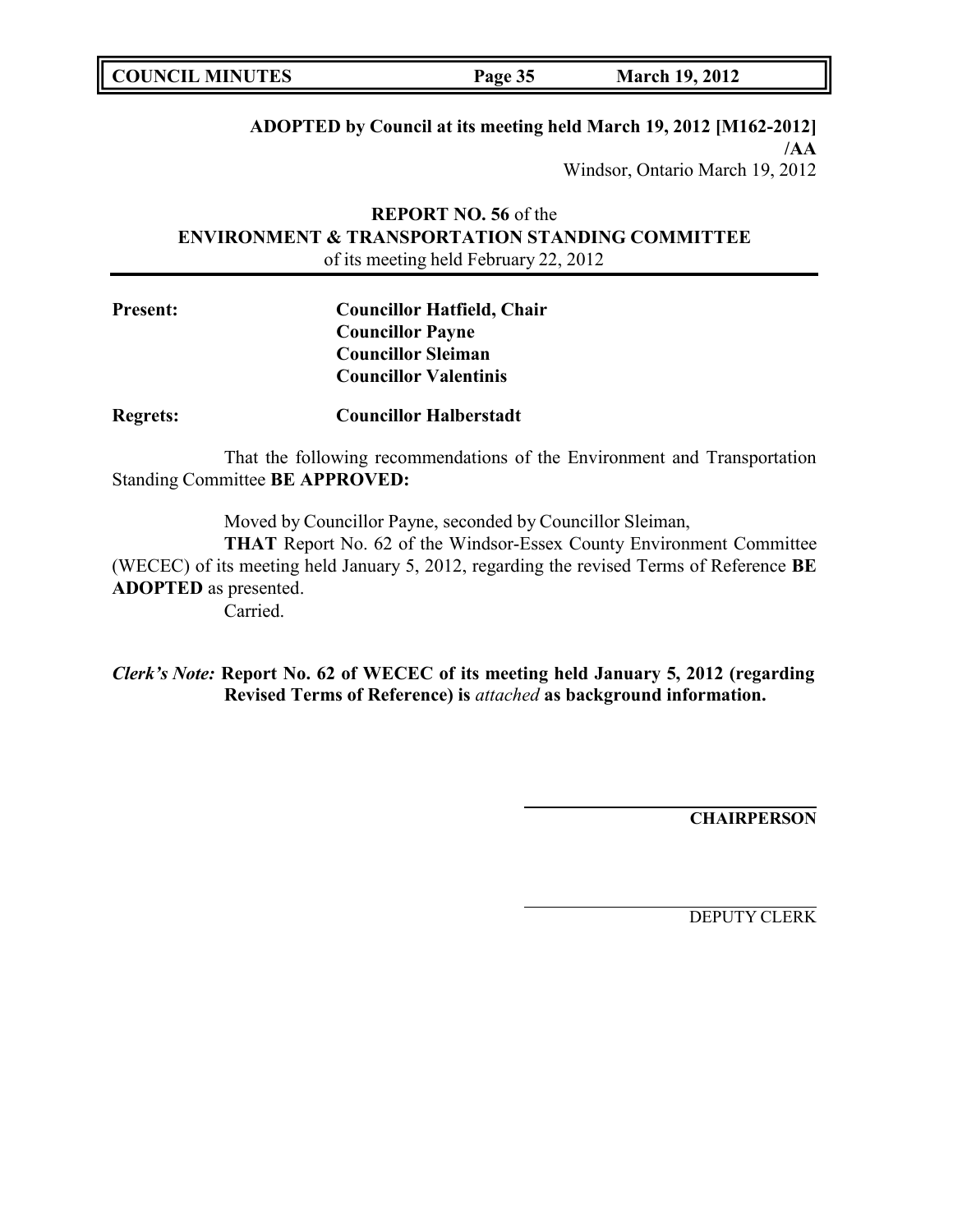**ADOPTED by Council at its meeting held March 19, 2012 [M162-2012]**
**/AA**
Windsor, Ontario March 19, 2012

**REPORT NO. 56** of the
**ENVIRONMENT & TRANSPORTATION STANDING COMMITTEE**
of its meeting held February 22, 2012

**Present:** **Councillor Hatfield, Chair**
**Councillor Payne**
**Councillor Sleiman**
**Councillor Valentinis**

**Regrets:** **Councillor Halberstadt**

That the following recommendations of the Environment and Transportation Standing Committee **BE APPROVED:**

Moved by Councillor Payne, seconded by Councillor Sleiman,

**THAT** Report No. 62 of the Windsor-Essex County Environment Committee (WECEC) of its meeting held January 5, 2012, regarding the revised Terms of Reference **BE ADOPTED** as presented.

Carried.

***Clerk's Note:*** **Report No. 62 of WECEC of its meeting held January 5, 2012 (regarding Revised Terms of Reference) is** *attached* **as background information.**

**CHAIRPERSON**

DEPUTY CLERK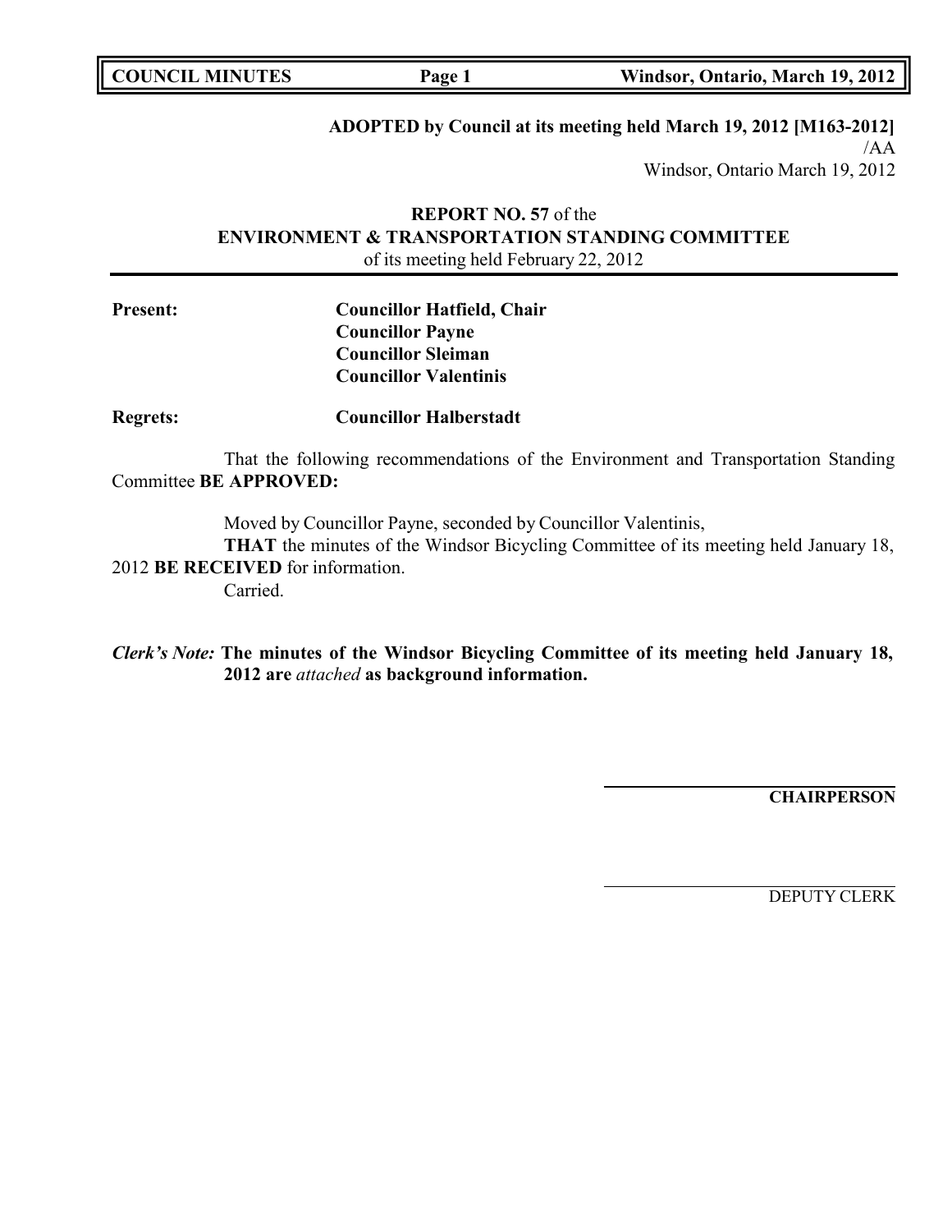**ADOPTED by Council at its meeting held March 19, 2012 [M163-2012]**

/AA

Windsor, Ontario March 19, 2012

**REPORT NO. 57** of the
**ENVIRONMENT & TRANSPORTATION STANDING COMMITTEE**
of its meeting held February 22, 2012

**Present:** **Councillor Hatfield, Chair**
**Councillor Payne**
**Councillor Sleiman**
**Councillor Valentinis**

**Regrets:** **Councillor Halberstadt**

That the following recommendations of the Environment and Transportation Standing Committee **BE APPROVED:**

Moved by Councillor Payne, seconded by Councillor Valentinis,

**THAT** the minutes of the Windsor Bicycling Committee of its meeting held January 18, 2012 **BE RECEIVED** for information.

Carried.

***Clerk's Note:*** **The minutes of the Windsor Bicycling Committee of its meeting held January 18, 2012 are** ***attached*** **as background information.**

**CHAIRPERSON**

DEPUTY CLERK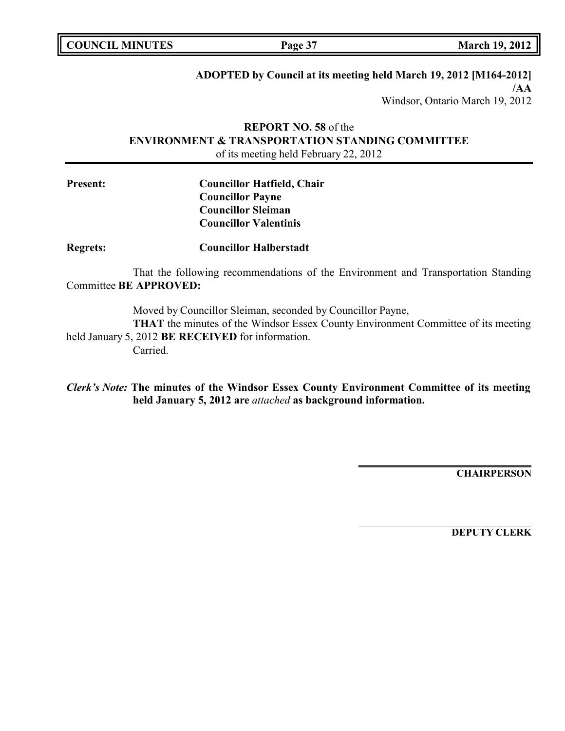**ADOPTED by Council at its meeting held March 19, 2012 [M164-2012] /AA**

Windsor, Ontario March 19, 2012

**REPORT NO. 58** of the
**ENVIRONMENT & TRANSPORTATION STANDING COMMITTEE**
of its meeting held February 22, 2012

| | |
|---|---|
| **Present:** | **Councillor Hatfield, Chair** |
| | **Councillor Payne** |
| | **Councillor Sleiman** |
| | **Councillor Valentinis** |
| **Regrets:** | **Councillor Halberstadt** |

That the following recommendations of the Environment and Transportation Standing Committee **BE APPROVED:**

Moved by Councillor Sleiman, seconded by Councillor Payne,
**THAT** the minutes of the Windsor Essex County Environment Committee of its meeting held January 5, 2012 **BE RECEIVED** for information.
Carried.

*Clerk's Note:* **The minutes of the Windsor Essex County Environment Committee of its meeting held January 5, 2012 are** *attached* **as background information.**

**CHAIRPERSON**

**DEPUTY CLERK**